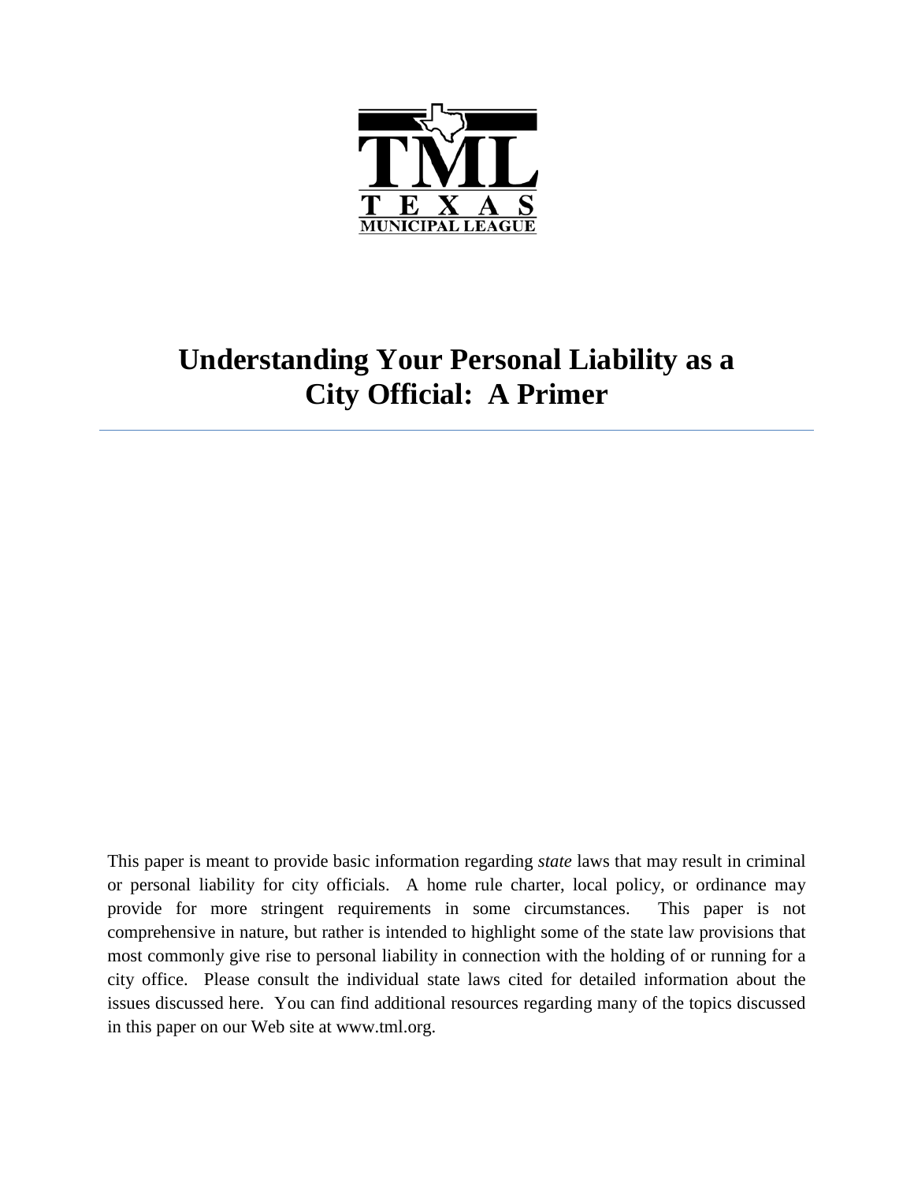TML

TEXAS

MUNICIPAL LEAGUE

# Understanding Your Personal Liability as a City Official: A Primer

---

This paper is meant to provide basic information regarding *state* laws that may result in criminal or personal liability for city officials. A home rule charter, local policy, or ordinance may provide for more stringent requirements in some circumstances. This paper is not comprehensive in nature, but rather is intended to highlight some of the state law provisions that most commonly give rise to personal liability in connection with the holding of or running for a city office. Please consult the individual state laws cited for detailed information about the issues discussed here. You can find additional resources regarding many of the topics discussed in this paper on our Web site at www.tml.org.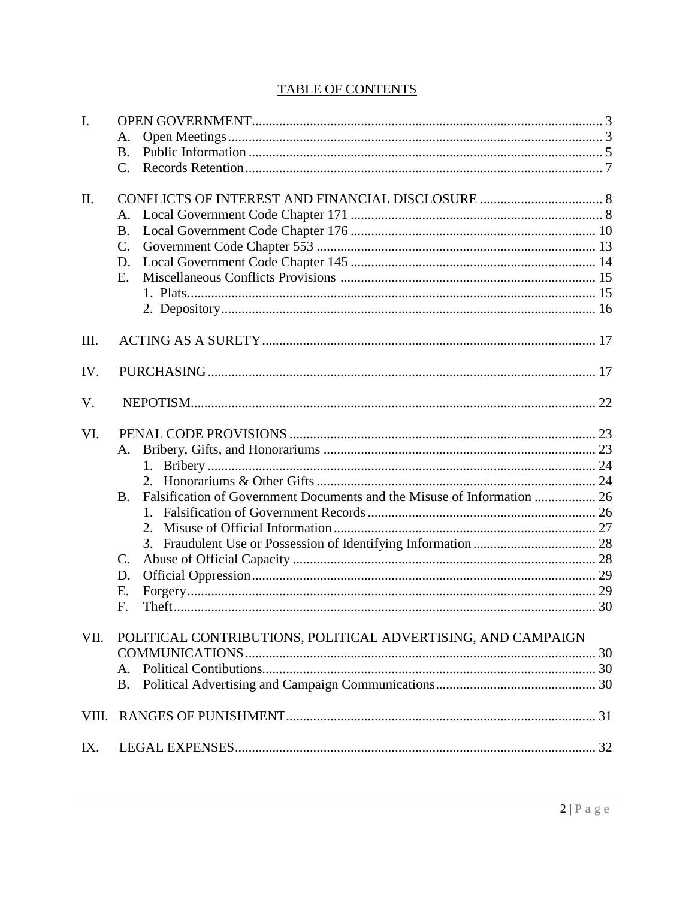## TABLE OF CONTENTS

I. OPEN GOVERNMENT ... 3
   - A. Open Meetings ... 3
   - B. Public Information ... 5
   - C. Records Retention ... 7

II. CONFLICTS OF INTEREST AND FINANCIAL DISCLOSURE ... 8
   - A. Local Government Code Chapter 171 ... 8
   - B. Local Government Code Chapter 176 ... 10
   - C. Government Code Chapter 553 ... 13
   - D. Local Government Code Chapter 145 ... 14
   - E. Miscellaneous Conflicts Provisions ... 15
     - 1. Plats. ... 15
     - 2. Depository ... 16

III. ACTING AS A SURETY ... 17

IV. PURCHASING ... 17

V. NEPOTISM ... 22

VI. PENAL CODE PROVISIONS ... 23
   - A. Bribery, Gifts, and Honorariums ... 23
     - 1. Bribery ... 24
     - 2. Honorariums & Other Gifts ... 24
   - B. Falsification of Government Documents and the Misuse of Information ... 26
     - 1. Falsification of Government Records ... 26
     - 2. Misuse of Official Information ... 27
     - 3. Fraudulent Use or Possession of Identifying Information ... 28
   - C. Abuse of Official Capacity ... 28
   - D. Official Oppression ... 29
   - E. Forgery ... 29
   - F. Theft ... 30

VII. POLITICAL CONTRIBUTIONS, POLITICAL ADVERTISING, AND CAMPAIGN COMMUNICATIONS ... 30
   - A. Political Contibutions. ... 30
   - B. Political Advertising and Campaign Communications ... 30

VIII. RANGES OF PUNISHMENT ... 31

IX. LEGAL EXPENSES ... 32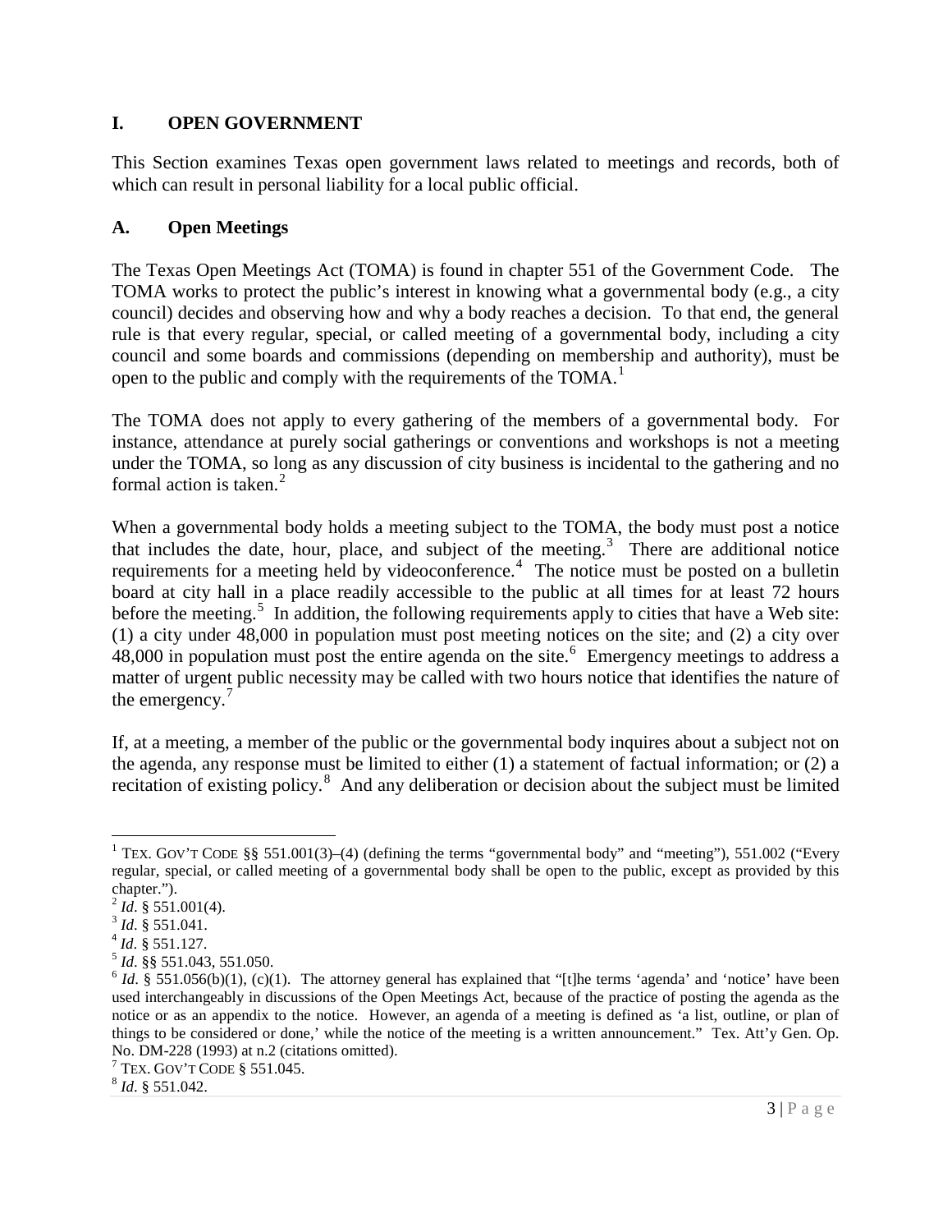## I. OPEN GOVERNMENT

This Section examines Texas open government laws related to meetings and records, both of which can result in personal liability for a local public official.

### A. Open Meetings

The Texas Open Meetings Act (TOMA) is found in chapter 551 of the Government Code. The TOMA works to protect the public's interest in knowing what a governmental body (e.g., a city council) decides and observing how and why a body reaches a decision. To that end, the general rule is that every regular, special, or called meeting of a governmental body, including a city council and some boards and commissions (depending on membership and authority), must be open to the public and comply with the requirements of the TOMA.[1]

The TOMA does not apply to every gathering of the members of a governmental body. For instance, attendance at purely social gatherings or conventions and workshops is not a meeting under the TOMA, so long as any discussion of city business is incidental to the gathering and no formal action is taken.[2]

When a governmental body holds a meeting subject to the TOMA, the body must post a notice that includes the date, hour, place, and subject of the meeting.[3] There are additional notice requirements for a meeting held by videoconference.[4] The notice must be posted on a bulletin board at city hall in a place readily accessible to the public at all times for at least 72 hours before the meeting.[5] In addition, the following requirements apply to cities that have a Web site: (1) a city under 48,000 in population must post meeting notices on the site; and (2) a city over 48,000 in population must post the entire agenda on the site.[6] Emergency meetings to address a matter of urgent public necessity may be called with two hours notice that identifies the nature of the emergency.[7]

If, at a meeting, a member of the public or the governmental body inquires about a subject not on the agenda, any response must be limited to either (1) a statement of factual information; or (2) a recitation of existing policy.[8] And any deliberation or decision about the subject must be limited

---

[1] TEX. GOV'T CODE §§ 551.001(3)–(4) (defining the terms "governmental body" and "meeting"), 551.002 ("Every regular, special, or called meeting of a governmental body shall be open to the public, except as provided by this chapter.").

[2] *Id*. § 551.001(4).

[3] *Id*. § 551.041.

[4] *Id*. § 551.127.

[5] *Id*. §§ 551.043, 551.050.

[6] *Id*. § 551.056(b)(1), (c)(1). The attorney general has explained that "[t]he terms 'agenda' and 'notice' have been used interchangeably in discussions of the Open Meetings Act, because of the practice of posting the agenda as the notice or as an appendix to the notice. However, an agenda of a meeting is defined as 'a list, outline, or plan of things to be considered or done,' while the notice of the meeting is a written announcement." Tex. Att'y Gen. Op. No. DM-228 (1993) at n.2 (citations omitted).

[7] TEX. GOV'T CODE § 551.045.

[8] *Id*. § 551.042.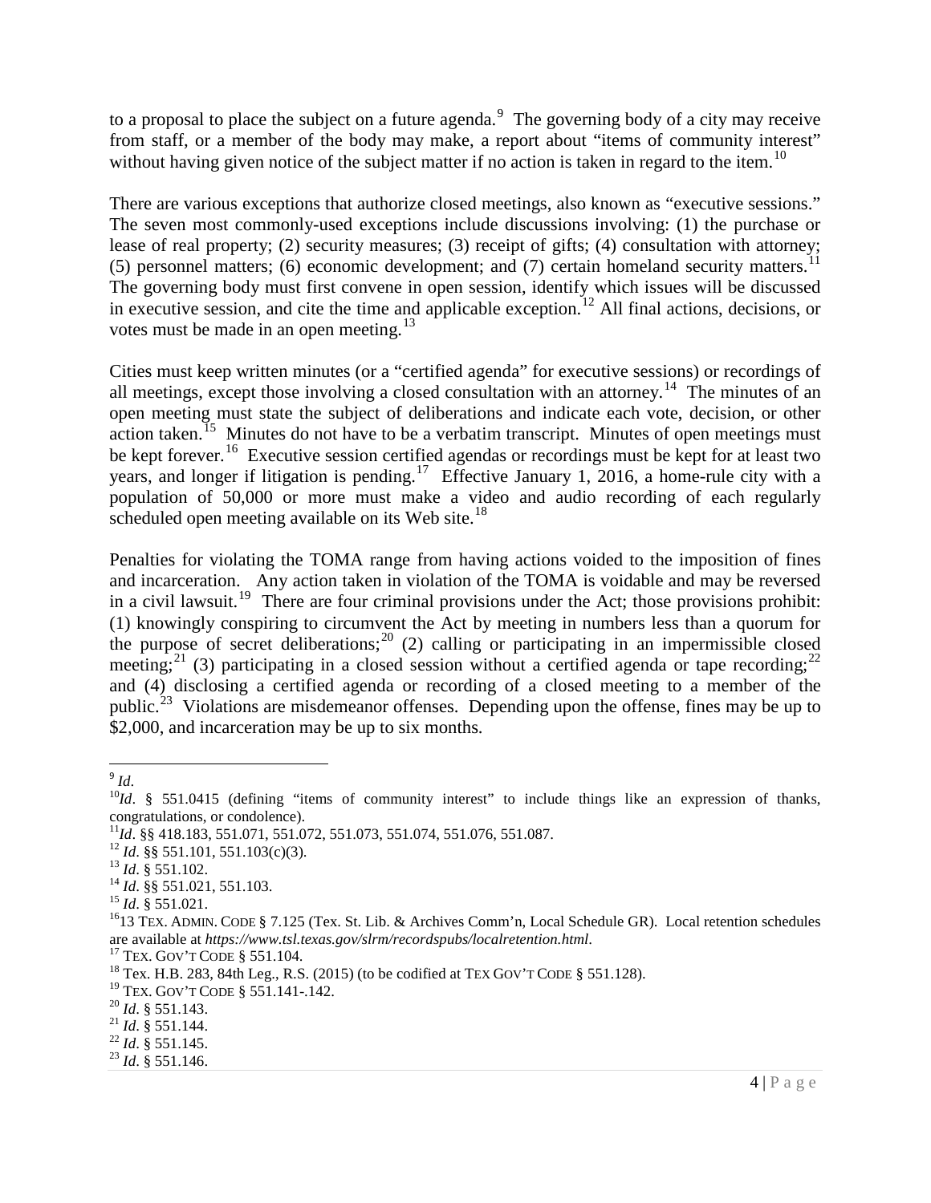to a proposal to place the subject on a future agenda.[9] The governing body of a city may receive from staff, or a member of the body may make, a report about "items of community interest" without having given notice of the subject matter if no action is taken in regard to the item.[10]

There are various exceptions that authorize closed meetings, also known as "executive sessions." The seven most commonly-used exceptions include discussions involving: (1) the purchase or lease of real property; (2) security measures; (3) receipt of gifts; (4) consultation with attorney; (5) personnel matters; (6) economic development; and (7) certain homeland security matters.[11] The governing body must first convene in open session, identify which issues will be discussed in executive session, and cite the time and applicable exception.[12] All final actions, decisions, or votes must be made in an open meeting.[13]

Cities must keep written minutes (or a "certified agenda" for executive sessions) or recordings of all meetings, except those involving a closed consultation with an attorney.[14] The minutes of an open meeting must state the subject of deliberations and indicate each vote, decision, or other action taken.[15] Minutes do not have to be a verbatim transcript. Minutes of open meetings must be kept forever.[16] Executive session certified agendas or recordings must be kept for at least two years, and longer if litigation is pending.[17] Effective January 1, 2016, a home-rule city with a population of 50,000 or more must make a video and audio recording of each regularly scheduled open meeting available on its Web site.[18]

Penalties for violating the TOMA range from having actions voided to the imposition of fines and incarceration. Any action taken in violation of the TOMA is voidable and may be reversed in a civil lawsuit.[19] There are four criminal provisions under the Act; those provisions prohibit: (1) knowingly conspiring to circumvent the Act by meeting in numbers less than a quorum for the purpose of secret deliberations;[20] (2) calling or participating in an impermissible closed meeting;[21] (3) participating in a closed session without a certified agenda or tape recording;[22] and (4) disclosing a certified agenda or recording of a closed meeting to a member of the public.[23] Violations are misdemeanor offenses. Depending upon the offense, fines may be up to $2,000, and incarceration may be up to six months.

---

[9] *Id*.

[10] *Id*. § 551.0415 (defining "items of community interest" to include things like an expression of thanks, congratulations, or condolence).

[11] *Id*. §§ 418.183, 551.071, 551.072, 551.073, 551.074, 551.076, 551.087.

[12] *Id*. §§ 551.101, 551.103(c)(3).

[13] *Id*. § 551.102.

[14] *Id*. §§ 551.021, 551.103.

[15] *Id*. § 551.021.

[16] 13 TEX. ADMIN. CODE § 7.125 (Tex. St. Lib. & Archives Comm'n, Local Schedule GR). Local retention schedules are available at ***https://www.tsl.texas.gov/slrm/recordspubs/localretention.html***.

[17] TEX. GOV'T CODE § 551.104.

[18] Tex. H.B. 283, 84th Leg., R.S. (2015) (to be codified at TEX GOV'T CODE § 551.128).

[19] TEX. GOV'T CODE § 551.141-.142.

[20] *Id*. § 551.143.

[21] *Id*. § 551.144.

[22] *Id*. § 551.145.

[23] *Id*. § 551.146.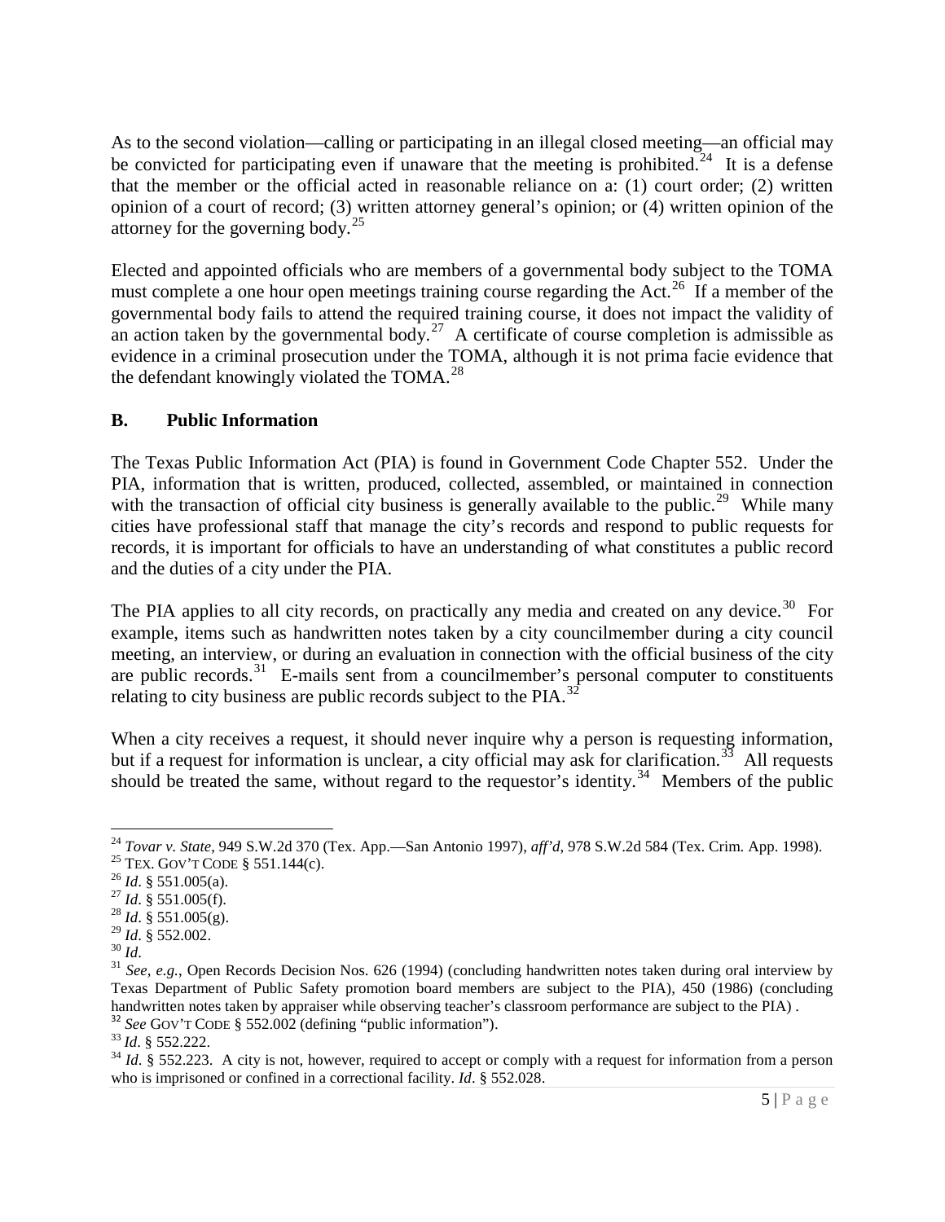As to the second violation—calling or participating in an illegal closed meeting—an official may be convicted for participating even if unaware that the meeting is prohibited.[24] It is a defense that the member or the official acted in reasonable reliance on a: (1) court order; (2) written opinion of a court of record; (3) written attorney general's opinion; or (4) written opinion of the attorney for the governing body.[25]

Elected and appointed officials who are members of a governmental body subject to the TOMA must complete a one hour open meetings training course regarding the Act.[26] If a member of the governmental body fails to attend the required training course, it does not impact the validity of an action taken by the governmental body.[27] A certificate of course completion is admissible as evidence in a criminal prosecution under the TOMA, although it is not prima facie evidence that the defendant knowingly violated the TOMA.[28]

## B. Public Information

The Texas Public Information Act (PIA) is found in Government Code Chapter 552. Under the PIA, information that is written, produced, collected, assembled, or maintained in connection with the transaction of official city business is generally available to the public.[29] While many cities have professional staff that manage the city's records and respond to public requests for records, it is important for officials to have an understanding of what constitutes a public record and the duties of a city under the PIA.

The PIA applies to all city records, on practically any media and created on any device.[30] For example, items such as handwritten notes taken by a city councilmember during a city council meeting, an interview, or during an evaluation in connection with the official business of the city are public records.[31] E-mails sent from a councilmember's personal computer to constituents relating to city business are public records subject to the PIA.[32]

When a city receives a request, it should never inquire why a person is requesting information, but if a request for information is unclear, a city official may ask for clarification.[33] All requests should be treated the same, without regard to the requestor's identity.[34] Members of the public

---

[24] *Tovar v. State*, 949 S.W.2d 370 (Tex. App.—San Antonio 1997), *aff'd*, 978 S.W.2d 584 (Tex. Crim. App. 1998).

[25] TEX. GOV'T CODE § 551.144(c).

[26] *Id*. § 551.005(a).

[27] *Id*. § 551.005(f).

[28] *Id*. § 551.005(g).

[29] *Id*. § 552.002.

[30] *Id*.

[31] *See, e.g.*, Open Records Decision Nos. 626 (1994) (concluding handwritten notes taken during oral interview by Texas Department of Public Safety promotion board members are subject to the PIA), 450 (1986) (concluding handwritten notes taken by appraiser while observing teacher's classroom performance are subject to the PIA) .

[32] *See* GOV'T CODE § 552.002 (defining "public information").

[33] *Id*. § 552.222.

[34] *Id*. § 552.223. A city is not, however, required to accept or comply with a request for information from a person who is imprisoned or confined in a correctional facility. *Id*. § 552.028.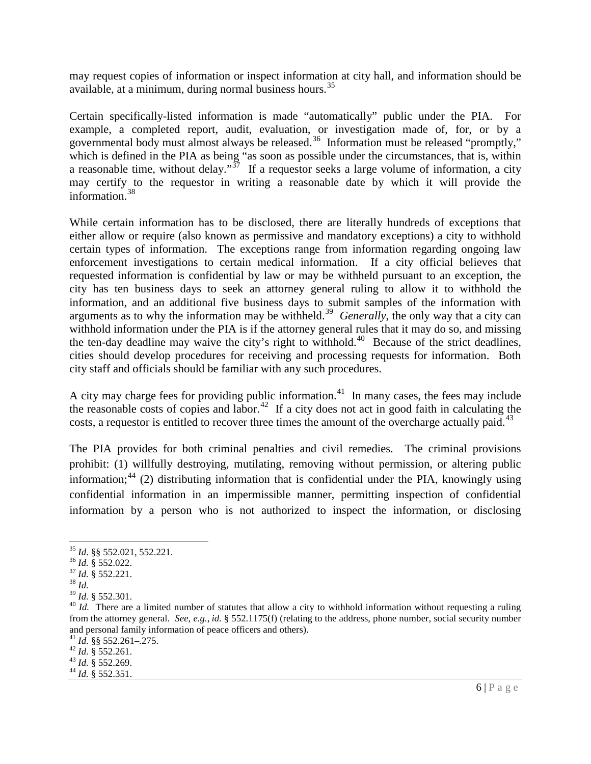may request copies of information or inspect information at city hall, and information should be available, at a minimum, during normal business hours.[35]

Certain specifically-listed information is made "automatically" public under the PIA. For example, a completed report, audit, evaluation, or investigation made of, for, or by a governmental body must almost always be released.[36] Information must be released "promptly," which is defined in the PIA as being "as soon as possible under the circumstances, that is, within a reasonable time, without delay."[37] If a requestor seeks a large volume of information, a city may certify to the requestor in writing a reasonable date by which it will provide the information.[38]

While certain information has to be disclosed, there are literally hundreds of exceptions that either allow or require (also known as permissive and mandatory exceptions) a city to withhold certain types of information. The exceptions range from information regarding ongoing law enforcement investigations to certain medical information. If a city official believes that requested information is confidential by law or may be withheld pursuant to an exception, the city has ten business days to seek an attorney general ruling to allow it to withhold the information, and an additional five business days to submit samples of the information with arguments as to why the information may be withheld.[39] *Generally*, the only way that a city can withhold information under the PIA is if the attorney general rules that it may do so, and missing the ten-day deadline may waive the city's right to withhold.[40] Because of the strict deadlines, cities should develop procedures for receiving and processing requests for information. Both city staff and officials should be familiar with any such procedures.

A city may charge fees for providing public information.[41] In many cases, the fees may include the reasonable costs of copies and labor.[42] If a city does not act in good faith in calculating the costs, a requestor is entitled to recover three times the amount of the overcharge actually paid.[43]

The PIA provides for both criminal penalties and civil remedies. The criminal provisions prohibit: (1) willfully destroying, mutilating, removing without permission, or altering public information;[44] (2) distributing information that is confidential under the PIA, knowingly using confidential information in an impermissible manner, permitting inspection of confidential information by a person who is not authorized to inspect the information, or disclosing

---

[35] *Id*. §§ 552.021, 552.221.

[36] *Id.* § 552.022.

[37] *Id.* § 552.221.

[38] *Id.*

[39] *Id.* § 552.301.

[40] *Id.* There are a limited number of statutes that allow a city to withhold information without requesting a ruling from the attorney general. *See, e.g.*, *id.* § 552.1175(f) (relating to the address, phone number, social security number and personal family information of peace officers and others).

[41] *Id.* §§ 552.261–.275.

[42] *Id.* § 552.261.

[43] *Id.* § 552.269.

[44] *Id.* § 552.351.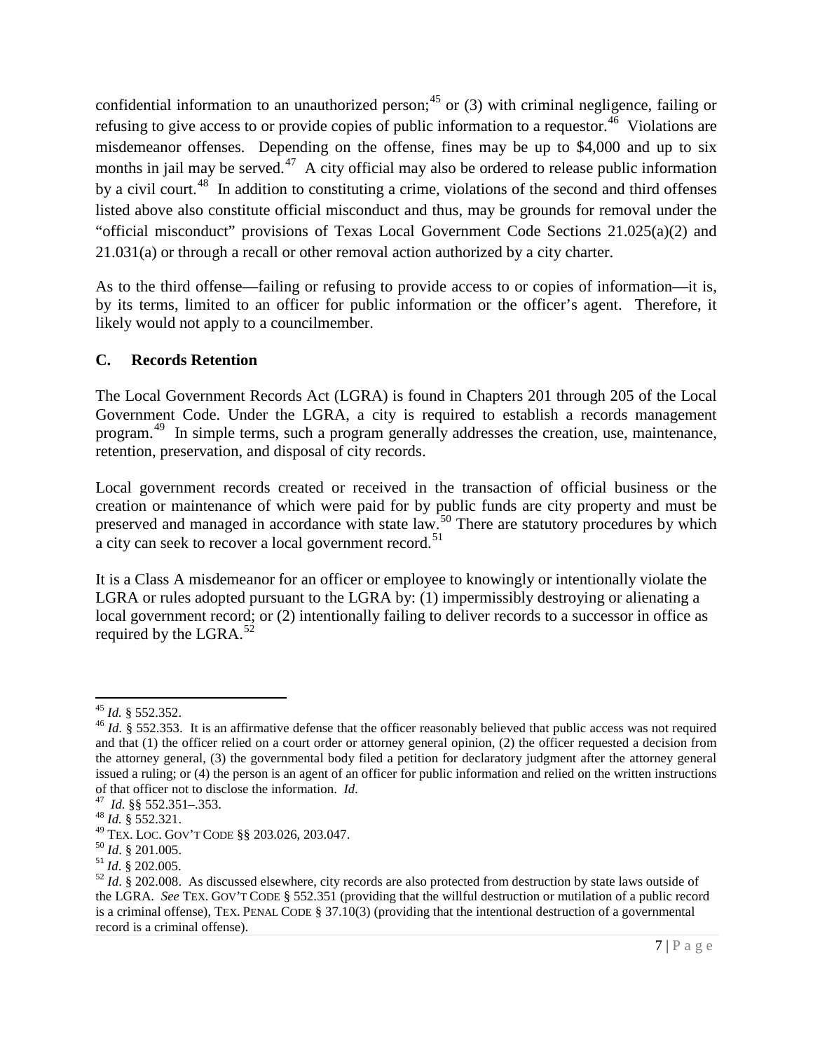confidential information to an unauthorized person;[45] or (3) with criminal negligence, failing or refusing to give access to or provide copies of public information to a requestor.[46] Violations are misdemeanor offenses. Depending on the offense, fines may be up to $4,000 and up to six months in jail may be served.[47] A city official may also be ordered to release public information by a civil court.[48] In addition to constituting a crime, violations of the second and third offenses listed above also constitute official misconduct and thus, may be grounds for removal under the "official misconduct" provisions of Texas Local Government Code Sections 21.025(a)(2) and 21.031(a) or through a recall or other removal action authorized by a city charter.

As to the third offense—failing or refusing to provide access to or copies of information—it is, by its terms, limited to an officer for public information or the officer's agent. Therefore, it likely would not apply to a councilmember.

### C. Records Retention

The Local Government Records Act (LGRA) is found in Chapters 201 through 205 of the Local Government Code. Under the LGRA, a city is required to establish a records management program.[49] In simple terms, such a program generally addresses the creation, use, maintenance, retention, preservation, and disposal of city records.

Local government records created or received in the transaction of official business or the creation or maintenance of which were paid for by public funds are city property and must be preserved and managed in accordance with state law.[50] There are statutory procedures by which a city can seek to recover a local government record.[51]

It is a Class A misdemeanor for an officer or employee to knowingly or intentionally violate the LGRA or rules adopted pursuant to the LGRA by: (1) impermissibly destroying or alienating a local government record; or (2) intentionally failing to deliver records to a successor in office as required by the LGRA.[52]

---

[45] *Id.* § 552.352.

[46] *Id.* § 552.353. It is an affirmative defense that the officer reasonably believed that public access was not required and that (1) the officer relied on a court order or attorney general opinion, (2) the officer requested a decision from the attorney general, (3) the governmental body filed a petition for declaratory judgment after the attorney general issued a ruling; or (4) the person is an agent of an officer for public information and relied on the written instructions of that officer not to disclose the information. *Id.*

[47] *Id.* §§ 552.351–.353.

[48] *Id.* § 552.321.

[49] TEX. LOC. GOV'T CODE §§ 203.026, 203.047.

[50] *Id*. § 201.005.

[51] *Id*. § 202.005.

[52] *Id*. § 202.008. As discussed elsewhere, city records are also protected from destruction by state laws outside of the LGRA. *See* TEX. GOV'T CODE § 552.351 (providing that the willful destruction or mutilation of a public record is a criminal offense), TEX. PENAL CODE § 37.10(3) (providing that the intentional destruction of a governmental record is a criminal offense).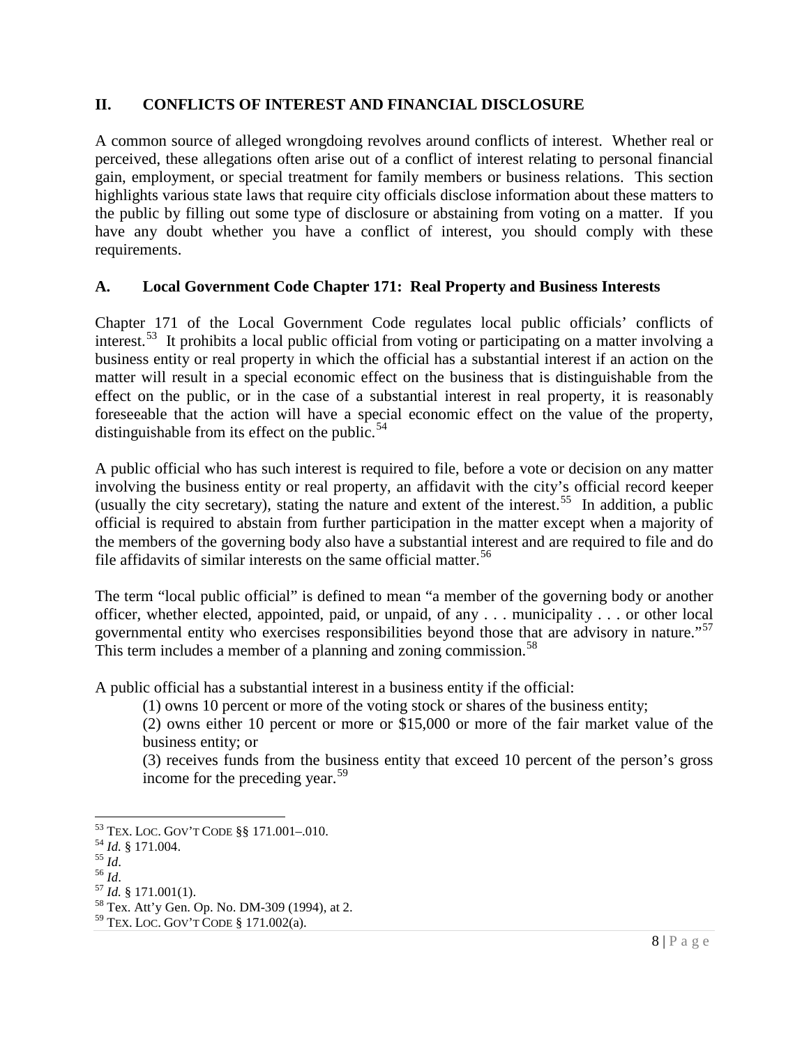## II. CONFLICTS OF INTEREST AND FINANCIAL DISCLOSURE

A common source of alleged wrongdoing revolves around conflicts of interest. Whether real or perceived, these allegations often arise out of a conflict of interest relating to personal financial gain, employment, or special treatment for family members or business relations. This section highlights various state laws that require city officials disclose information about these matters to the public by filling out some type of disclosure or abstaining from voting on a matter. If you have any doubt whether you have a conflict of interest, you should comply with these requirements.

### A. Local Government Code Chapter 171: Real Property and Business Interests

Chapter 171 of the Local Government Code regulates local public officials' conflicts of interest.[53] It prohibits a local public official from voting or participating on a matter involving a business entity or real property in which the official has a substantial interest if an action on the matter will result in a special economic effect on the business that is distinguishable from the effect on the public, or in the case of a substantial interest in real property, it is reasonably foreseeable that the action will have a special economic effect on the value of the property, distinguishable from its effect on the public.[54]

A public official who has such interest is required to file, before a vote or decision on any matter involving the business entity or real property, an affidavit with the city's official record keeper (usually the city secretary), stating the nature and extent of the interest.[55] In addition, a public official is required to abstain from further participation in the matter except when a majority of the members of the governing body also have a substantial interest and are required to file and do file affidavits of similar interests on the same official matter.[56]

The term "local public official" is defined to mean "a member of the governing body or another officer, whether elected, appointed, paid, or unpaid, of any . . . municipality . . . or other local governmental entity who exercises responsibilities beyond those that are advisory in nature."[57] This term includes a member of a planning and zoning commission.[58]

A public official has a substantial interest in a business entity if the official:

(1) owns 10 percent or more of the voting stock or shares of the business entity;

(2) owns either 10 percent or more or $15,000 or more of the fair market value of the business entity; or

(3) receives funds from the business entity that exceed 10 percent of the person's gross income for the preceding year.[59]

---

[53] TEX. LOC. GOV'T CODE §§ 171.001–.010.
[54] *Id.* § 171.004.
[55] *Id.*
[56] *Id.*
[57] *Id.* § 171.001(1).
[58] Tex. Att'y Gen. Op. No. DM-309 (1994), at 2.
[59] TEX. LOC. GOV'T CODE § 171.002(a).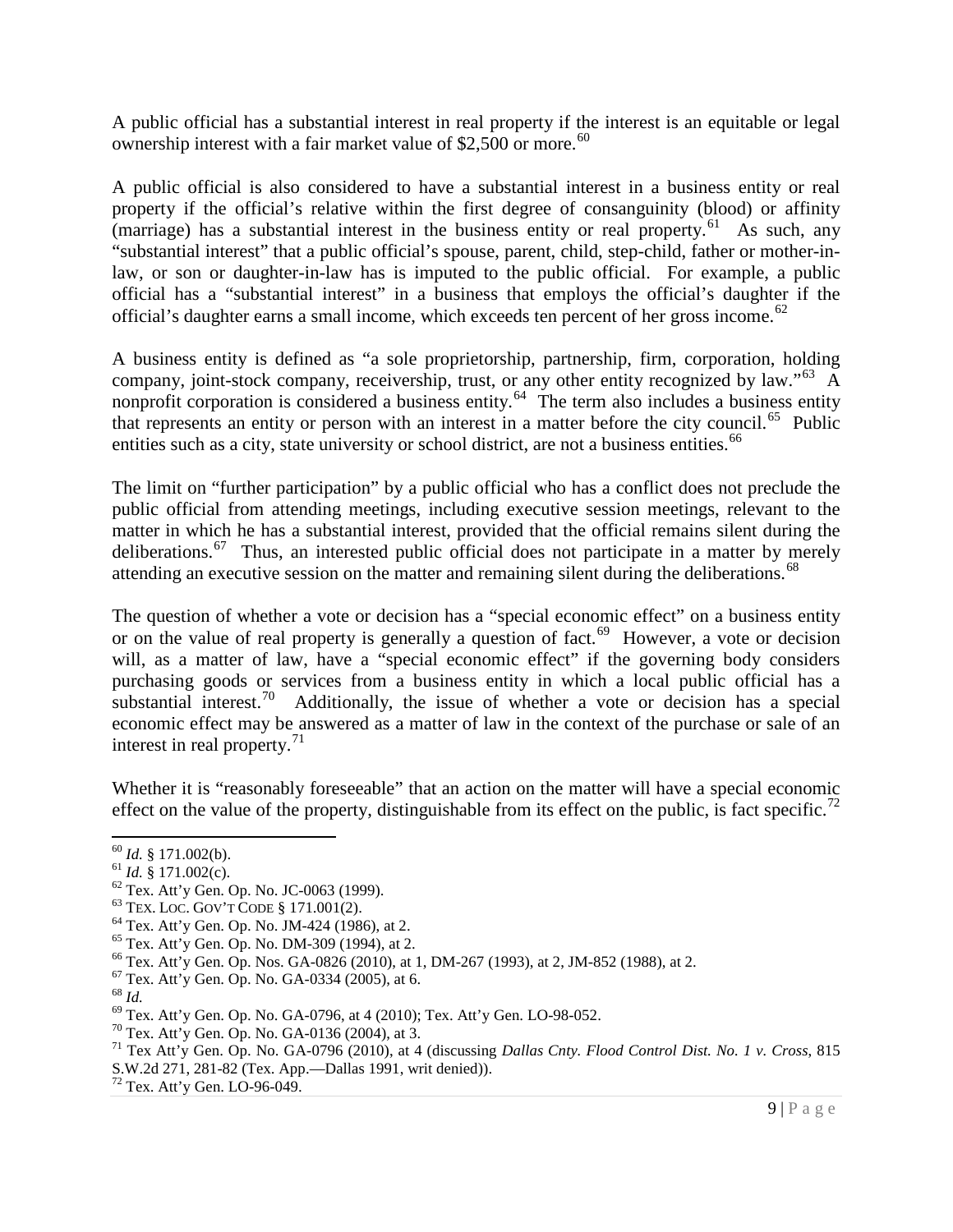A public official has a substantial interest in real property if the interest is an equitable or legal ownership interest with a fair market value of $2,500 or more.[60]

A public official is also considered to have a substantial interest in a business entity or real property if the official's relative within the first degree of consanguinity (blood) or affinity (marriage) has a substantial interest in the business entity or real property.[61] As such, any "substantial interest" that a public official's spouse, parent, child, step-child, father or mother-in-law, or son or daughter-in-law has is imputed to the public official. For example, a public official has a "substantial interest" in a business that employs the official's daughter if the official's daughter earns a small income, which exceeds ten percent of her gross income.[62]

A business entity is defined as "a sole proprietorship, partnership, firm, corporation, holding company, joint-stock company, receivership, trust, or any other entity recognized by law."[63] A nonprofit corporation is considered a business entity.[64] The term also includes a business entity that represents an entity or person with an interest in a matter before the city council.[65] Public entities such as a city, state university or school district, are not a business entities.[66]

The limit on "further participation" by a public official who has a conflict does not preclude the public official from attending meetings, including executive session meetings, relevant to the matter in which he has a substantial interest, provided that the official remains silent during the deliberations.[67] Thus, an interested public official does not participate in a matter by merely attending an executive session on the matter and remaining silent during the deliberations.[68]

The question of whether a vote or decision has a "special economic effect" on a business entity or on the value of real property is generally a question of fact.[69] However, a vote or decision will, as a matter of law, have a "special economic effect" if the governing body considers purchasing goods or services from a business entity in which a local public official has a substantial interest.[70] Additionally, the issue of whether a vote or decision has a special economic effect may be answered as a matter of law in the context of the purchase or sale of an interest in real property.[71]

Whether it is "reasonably foreseeable" that an action on the matter will have a special economic effect on the value of the property, distinguishable from its effect on the public, is fact specific.[72]

---

[60] *Id.* § 171.002(b).
[61] *Id.* § 171.002(c).
[62] Tex. Att'y Gen. Op. No. JC-0063 (1999).
[63] TEX. LOC. GOV'T CODE § 171.001(2).
[64] Tex. Att'y Gen. Op. No. JM-424 (1986), at 2.
[65] Tex. Att'y Gen. Op. No. DM-309 (1994), at 2.
[66] Tex. Att'y Gen. Op. Nos. GA-0826 (2010), at 1, DM-267 (1993), at 2, JM-852 (1988), at 2.
[67] Tex. Att'y Gen. Op. No. GA-0334 (2005), at 6.
[68] *Id.*
[69] Tex. Att'y Gen. Op. No. GA-0796, at 4 (2010); Tex. Att'y Gen. LO-98-052.
[70] Tex. Att'y Gen. Op. No. GA-0136 (2004), at 3.
[71] Tex Att'y Gen. Op. No. GA-0796 (2010), at 4 (discussing *Dallas Cnty. Flood Control Dist. No. 1 v. Cross*, 815 S.W.2d 271, 281-82 (Tex. App.—Dallas 1991, writ denied)).
[72] Tex. Att'y Gen. LO-96-049.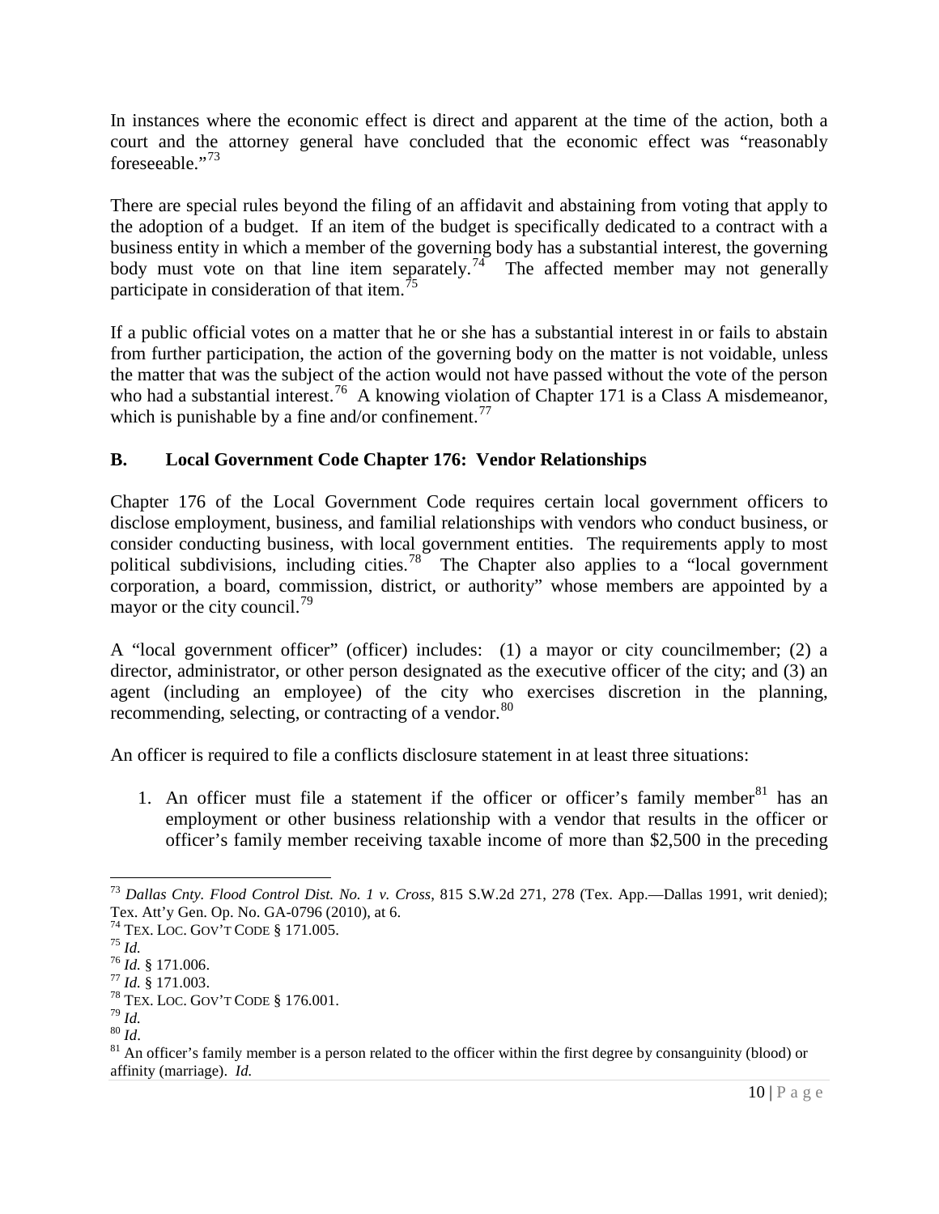In instances where the economic effect is direct and apparent at the time of the action, both a court and the attorney general have concluded that the economic effect was "reasonably foreseeable."[73]

There are special rules beyond the filing of an affidavit and abstaining from voting that apply to the adoption of a budget. If an item of the budget is specifically dedicated to a contract with a business entity in which a member of the governing body has a substantial interest, the governing body must vote on that line item separately.[74] The affected member may not generally participate in consideration of that item.[75]

If a public official votes on a matter that he or she has a substantial interest in or fails to abstain from further participation, the action of the governing body on the matter is not voidable, unless the matter that was the subject of the action would not have passed without the vote of the person who had a substantial interest.[76] A knowing violation of Chapter 171 is a Class A misdemeanor, which is punishable by a fine and/or confinement.[77]

## B. Local Government Code Chapter 176: Vendor Relationships

Chapter 176 of the Local Government Code requires certain local government officers to disclose employment, business, and familial relationships with vendors who conduct business, or consider conducting business, with local government entities. The requirements apply to most political subdivisions, including cities.[78] The Chapter also applies to a "local government corporation, a board, commission, district, or authority" whose members are appointed by a mayor or the city council.[79]

A "local government officer" (officer) includes: (1) a mayor or city councilmember; (2) a director, administrator, or other person designated as the executive officer of the city; and (3) an agent (including an employee) of the city who exercises discretion in the planning, recommending, selecting, or contracting of a vendor.[80]

An officer is required to file a conflicts disclosure statement in at least three situations:

1. An officer must file a statement if the officer or officer's family member[81] has an employment or other business relationship with a vendor that results in the officer or officer's family member receiving taxable income of more than $2,500 in the preceding

---

[73] *Dallas Cnty. Flood Control Dist. No. 1 v. Cross*, 815 S.W.2d 271, 278 (Tex. App.—Dallas 1991, writ denied); Tex. Att'y Gen. Op. No. GA-0796 (2010), at 6.
[74] TEX. LOC. GOV'T CODE § 171.005.
[75] *Id.*
[76] *Id.* § 171.006.
[77] *Id.* § 171.003.
[78] TEX. LOC. GOV'T CODE § 176.001.
[79] *Id.*
[80] *Id.*
[81] An officer's family member is a person related to the officer within the first degree by consanguinity (blood) or affinity (marriage). *Id.*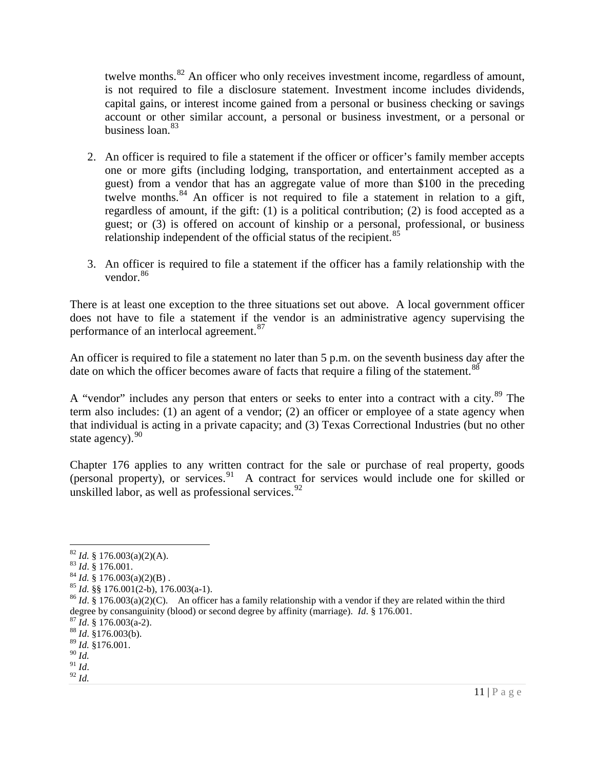twelve months.[82] An officer who only receives investment income, regardless of amount, is not required to file a disclosure statement. Investment income includes dividends, capital gains, or interest income gained from a personal or business checking or savings account or other similar account, a personal or business investment, or a personal or business loan.[83]

2. An officer is required to file a statement if the officer or officer's family member accepts one or more gifts (including lodging, transportation, and entertainment accepted as a guest) from a vendor that has an aggregate value of more than $100 in the preceding twelve months.[84] An officer is not required to file a statement in relation to a gift, regardless of amount, if the gift: (1) is a political contribution; (2) is food accepted as a guest; or (3) is offered on account of kinship or a personal, professional, or business relationship independent of the official status of the recipient.[85]

3. An officer is required to file a statement if the officer has a family relationship with the vendor.[86]

There is at least one exception to the three situations set out above. A local government officer does not have to file a statement if the vendor is an administrative agency supervising the performance of an interlocal agreement.[87]

An officer is required to file a statement no later than 5 p.m. on the seventh business day after the date on which the officer becomes aware of facts that require a filing of the statement.[88]

A "vendor" includes any person that enters or seeks to enter into a contract with a city.[89] The term also includes: (1) an agent of a vendor; (2) an officer or employee of a state agency when that individual is acting in a private capacity; and (3) Texas Correctional Industries (but no other state agency).[90]

Chapter 176 applies to any written contract for the sale or purchase of real property, goods (personal property), or services.[91] A contract for services would include one for skilled or unskilled labor, as well as professional services.[92]

---

[82] *Id.* § 176.003(a)(2)(A).
[83] *Id*. § 176.001.
[84] *Id.* § 176.003(a)(2)(B) .
[85] *Id.* §§ 176.001(2-b), 176.003(a-1).
[86] *Id*. § 176.003(a)(2)(C). An officer has a family relationship with a vendor if they are related within the third degree by consanguinity (blood) or second degree by affinity (marriage). *Id*. § 176.001.
[87] *Id*. § 176.003(a-2).
[88] *Id*. §176.003(b).
[89] *Id.* §176.001.
[90] *Id.*
[91] *Id*.
[92] *Id.*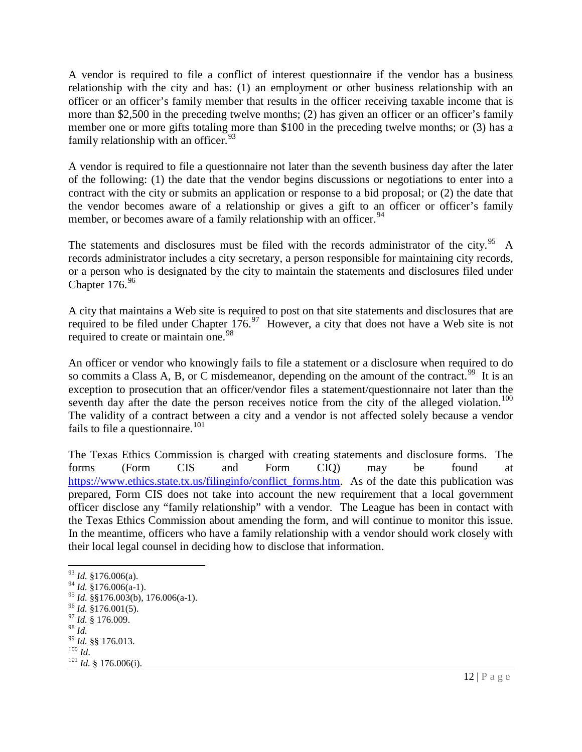A vendor is required to file a conflict of interest questionnaire if the vendor has a business relationship with the city and has: (1) an employment or other business relationship with an officer or an officer's family member that results in the officer receiving taxable income that is more than $2,500 in the preceding twelve months; (2) has given an officer or an officer's family member one or more gifts totaling more than $100 in the preceding twelve months; or (3) has a family relationship with an officer.[93]

A vendor is required to file a questionnaire not later than the seventh business day after the later of the following: (1) the date that the vendor begins discussions or negotiations to enter into a contract with the city or submits an application or response to a bid proposal; or (2) the date that the vendor becomes aware of a relationship or gives a gift to an officer or officer's family member, or becomes aware of a family relationship with an officer.[94]

The statements and disclosures must be filed with the records administrator of the city.[95] A records administrator includes a city secretary, a person responsible for maintaining city records, or a person who is designated by the city to maintain the statements and disclosures filed under Chapter 176.[96]

A city that maintains a Web site is required to post on that site statements and disclosures that are required to be filed under Chapter 176.[97] However, a city that does not have a Web site is not required to create or maintain one.[98]

An officer or vendor who knowingly fails to file a statement or a disclosure when required to do so commits a Class A, B, or C misdemeanor, depending on the amount of the contract.[99] It is an exception to prosecution that an officer/vendor files a statement/questionnaire not later than the seventh day after the date the person receives notice from the city of the alleged violation.[100] The validity of a contract between a city and a vendor is not affected solely because a vendor fails to file a questionnaire.[101]

The Texas Ethics Commission is charged with creating statements and disclosure forms. The forms (Form CIS and Form CIQ) may be found at https://www.ethics.state.tx.us/filinginfo/conflict_forms.htm. As of the date this publication was prepared, Form CIS does not take into account the new requirement that a local government officer disclose any "family relationship" with a vendor. The League has been in contact with the Texas Ethics Commission about amending the form, and will continue to monitor this issue. In the meantime, officers who have a family relationship with a vendor should work closely with their local legal counsel in deciding how to disclose that information.

---

[93] *Id.* §176.006(a).
[94] *Id.* §176.006(a-1).
[95] *Id.* §§176.003(b), 176.006(a-1).
[96] *Id.* §176.001(5).
[97] *Id.* § 176.009.
[98] *Id.*
[99] *Id.* §§ 176.013.
[100] *Id*.
[101] *Id.* § 176.006(i).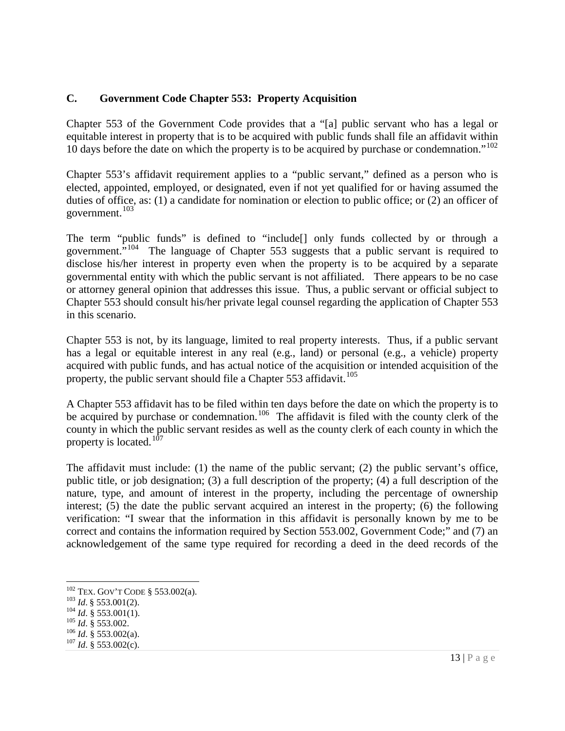### C. Government Code Chapter 553: Property Acquisition

Chapter 553 of the Government Code provides that a "[a] public servant who has a legal or equitable interest in property that is to be acquired with public funds shall file an affidavit within 10 days before the date on which the property is to be acquired by purchase or condemnation."[102]

Chapter 553's affidavit requirement applies to a "public servant," defined as a person who is elected, appointed, employed, or designated, even if not yet qualified for or having assumed the duties of office, as: (1) a candidate for nomination or election to public office; or (2) an officer of government.[103]

The term "public funds" is defined to "include[] only funds collected by or through a government."[104] The language of Chapter 553 suggests that a public servant is required to disclose his/her interest in property even when the property is to be acquired by a separate governmental entity with which the public servant is not affiliated. There appears to be no case or attorney general opinion that addresses this issue. Thus, a public servant or official subject to Chapter 553 should consult his/her private legal counsel regarding the application of Chapter 553 in this scenario.

Chapter 553 is not, by its language, limited to real property interests. Thus, if a public servant has a legal or equitable interest in any real (e.g., land) or personal (e.g., a vehicle) property acquired with public funds, and has actual notice of the acquisition or intended acquisition of the property, the public servant should file a Chapter 553 affidavit.[105]

A Chapter 553 affidavit has to be filed within ten days before the date on which the property is to be acquired by purchase or condemnation.[106] The affidavit is filed with the county clerk of the county in which the public servant resides as well as the county clerk of each county in which the property is located.[107]

The affidavit must include: (1) the name of the public servant; (2) the public servant's office, public title, or job designation; (3) a full description of the property; (4) a full description of the nature, type, and amount of interest in the property, including the percentage of ownership interest; (5) the date the public servant acquired an interest in the property; (6) the following verification: "I swear that the information in this affidavit is personally known by me to be correct and contains the information required by Section 553.002, Government Code;" and (7) an acknowledgement of the same type required for recording a deed in the deed records of the

---

[102] TEX. GOV'T CODE § 553.002(a).
[103] *Id*. § 553.001(2).
[104] *Id*. § 553.001(1).
[105] *Id*. § 553.002.
[106] *Id*. § 553.002(a).
[107] *Id*. § 553.002(c).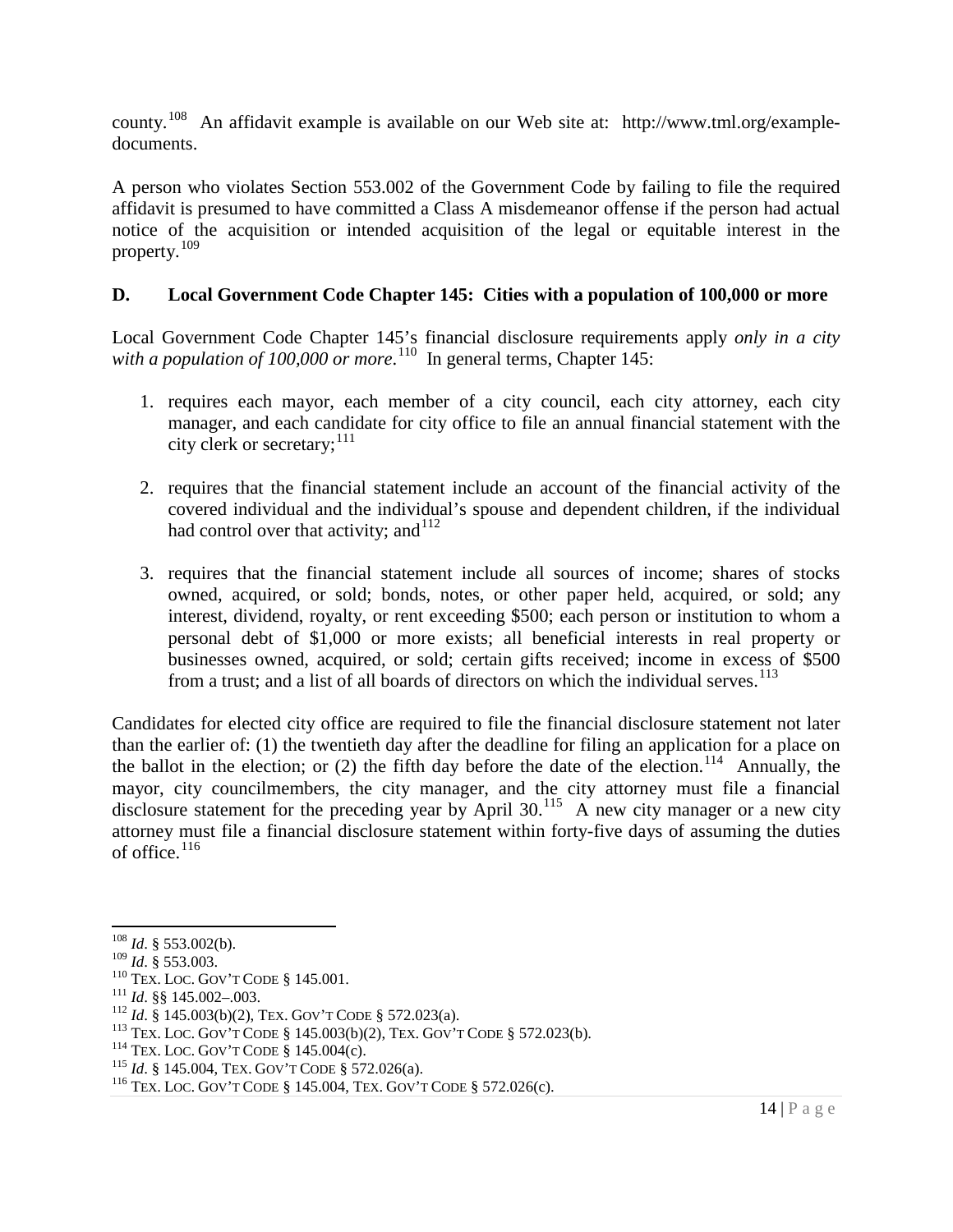county.[108] An affidavit example is available on our Web site at: http://www.tml.org/example-documents.

A person who violates Section 553.002 of the Government Code by failing to file the required affidavit is presumed to have committed a Class A misdemeanor offense if the person had actual notice of the acquisition or intended acquisition of the legal or equitable interest in the property.[109]

### D. Local Government Code Chapter 145: Cities with a population of 100,000 or more

Local Government Code Chapter 145's financial disclosure requirements apply *only in a city with a population of 100,000 or more*.[110] In general terms, Chapter 145:

1. requires each mayor, each member of a city council, each city attorney, each city manager, and each candidate for city office to file an annual financial statement with the city clerk or secretary;[111]

2. requires that the financial statement include an account of the financial activity of the covered individual and the individual's spouse and dependent children, if the individual had control over that activity; and[112]

3. requires that the financial statement include all sources of income; shares of stocks owned, acquired, or sold; bonds, notes, or other paper held, acquired, or sold; any interest, dividend, royalty, or rent exceeding $500; each person or institution to whom a personal debt of $1,000 or more exists; all beneficial interests in real property or businesses owned, acquired, or sold; certain gifts received; income in excess of $500 from a trust; and a list of all boards of directors on which the individual serves.[113]

Candidates for elected city office are required to file the financial disclosure statement not later than the earlier of: (1) the twentieth day after the deadline for filing an application for a place on the ballot in the election; or (2) the fifth day before the date of the election.[114] Annually, the mayor, city councilmembers, the city manager, and the city attorney must file a financial disclosure statement for the preceding year by April 30.[115] A new city manager or a new city attorney must file a financial disclosure statement within forty-five days of assuming the duties of office.[116]

---

[108] *Id*. § 553.002(b).
[109] *Id*. § 553.003.
[110] TEX. LOC. GOV'T CODE § 145.001.
[111] *Id*. §§ 145.002–.003.
[112] *Id*. § 145.003(b)(2), TEX. GOV'T CODE § 572.023(a).
[113] TEX. LOC. GOV'T CODE § 145.003(b)(2), TEX. GOV'T CODE § 572.023(b).
[114] TEX. LOC. GOV'T CODE § 145.004(c).
[115] *Id*. § 145.004, TEX. GOV'T CODE § 572.026(a).
[116] TEX. LOC. GOV'T CODE § 145.004, TEX. GOV'T CODE § 572.026(c).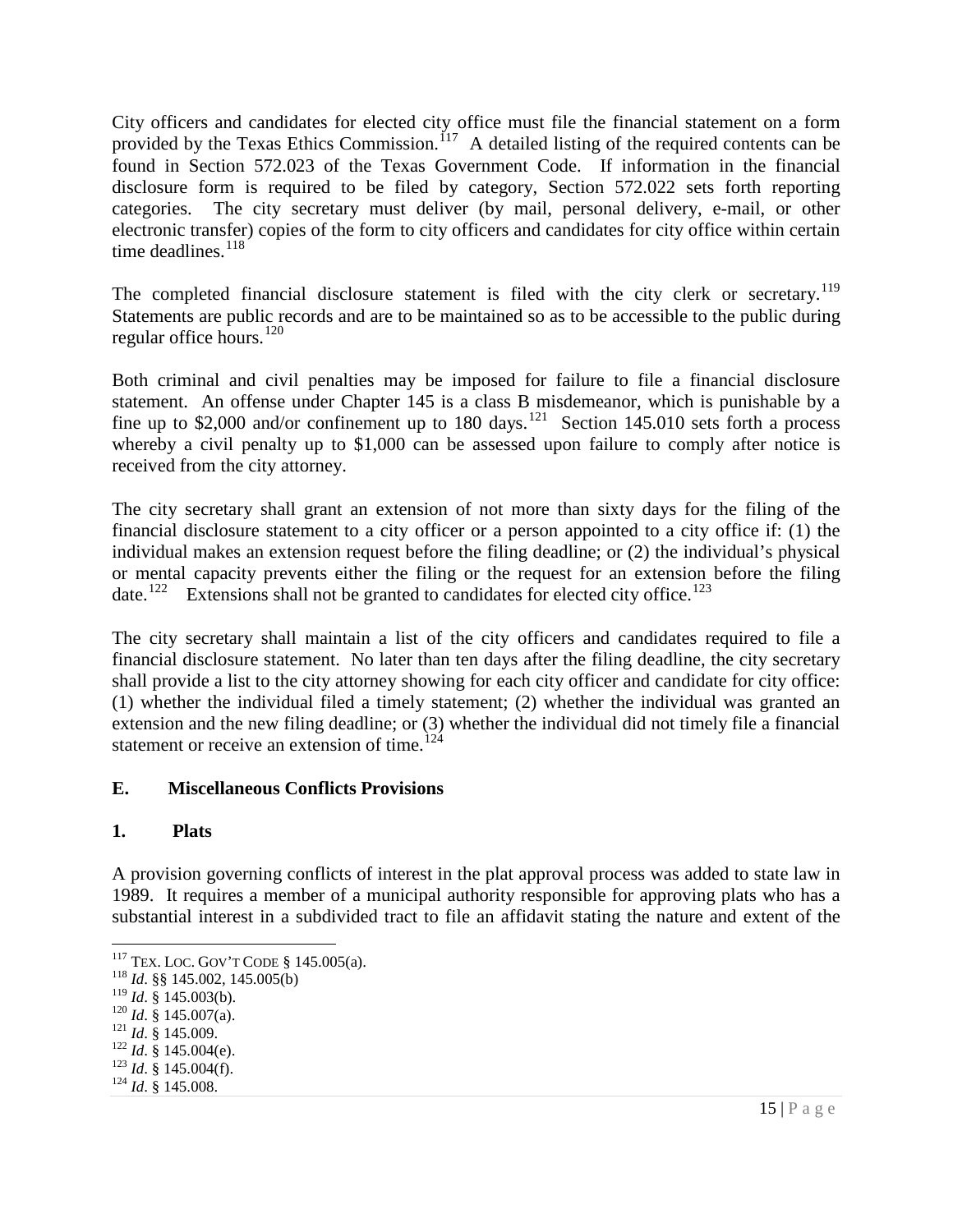City officers and candidates for elected city office must file the financial statement on a form provided by the Texas Ethics Commission.[117] A detailed listing of the required contents can be found in Section 572.023 of the Texas Government Code. If information in the financial disclosure form is required to be filed by category, Section 572.022 sets forth reporting categories. The city secretary must deliver (by mail, personal delivery, e-mail, or other electronic transfer) copies of the form to city officers and candidates for city office within certain time deadlines.[118]

The completed financial disclosure statement is filed with the city clerk or secretary.[119] Statements are public records and are to be maintained so as to be accessible to the public during regular office hours.[120]

Both criminal and civil penalties may be imposed for failure to file a financial disclosure statement. An offense under Chapter 145 is a class B misdemeanor, which is punishable by a fine up to $2,000 and/or confinement up to 180 days.[121] Section 145.010 sets forth a process whereby a civil penalty up to $1,000 can be assessed upon failure to comply after notice is received from the city attorney.

The city secretary shall grant an extension of not more than sixty days for the filing of the financial disclosure statement to a city officer or a person appointed to a city office if: (1) the individual makes an extension request before the filing deadline; or (2) the individual's physical or mental capacity prevents either the filing or the request for an extension before the filing date.[122] Extensions shall not be granted to candidates for elected city office.[123]

The city secretary shall maintain a list of the city officers and candidates required to file a financial disclosure statement. No later than ten days after the filing deadline, the city secretary shall provide a list to the city attorney showing for each city officer and candidate for city office: (1) whether the individual filed a timely statement; (2) whether the individual was granted an extension and the new filing deadline; or (3) whether the individual did not timely file a financial statement or receive an extension of time.[124]

### E. Miscellaneous Conflicts Provisions

#### 1. Plats

A provision governing conflicts of interest in the plat approval process was added to state law in 1989. It requires a member of a municipal authority responsible for approving plats who has a substantial interest in a subdivided tract to file an affidavit stating the nature and extent of the

---

[117] TEX. LOC. GOV'T CODE § 145.005(a).
[118] *Id*. §§ 145.002, 145.005(b)
[119] *Id*. § 145.003(b).
[120] *Id*. § 145.007(a).
[121] *Id*. § 145.009.
[122] *Id*. § 145.004(e).
[123] *Id*. § 145.004(f).
[124] *Id*. § 145.008.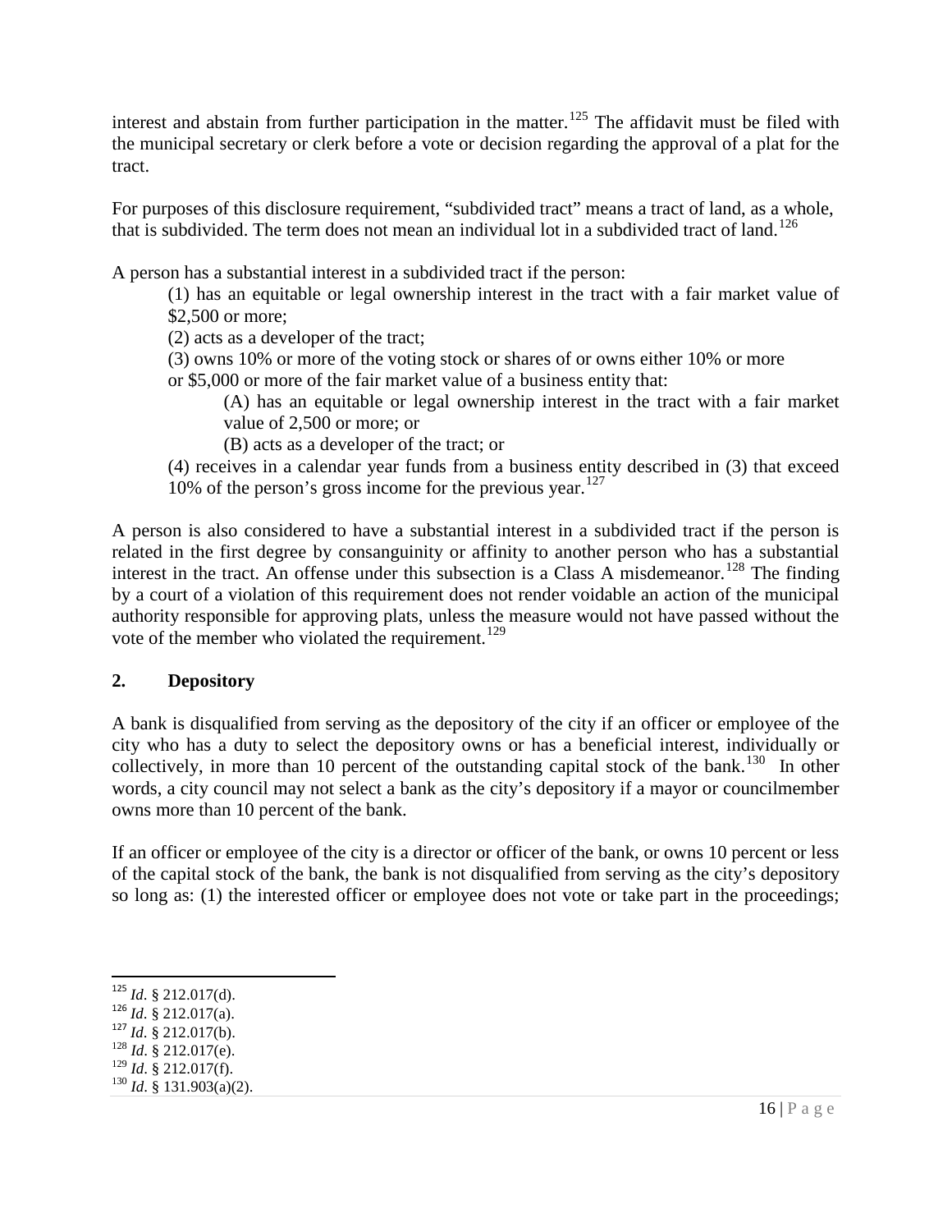interest and abstain from further participation in the matter.[125] The affidavit must be filed with the municipal secretary or clerk before a vote or decision regarding the approval of a plat for the tract.

For purposes of this disclosure requirement, "subdivided tract" means a tract of land, as a whole, that is subdivided. The term does not mean an individual lot in a subdivided tract of land.[126]

A person has a substantial interest in a subdivided tract if the person:

> (1) has an equitable or legal ownership interest in the tract with a fair market value of \$2,500 or more;
>
> (2) acts as a developer of the tract;
>
> (3) owns 10% or more of the voting stock or shares of or owns either 10% or more or \$5,000 or more of the fair market value of a business entity that:
>
> > (A) has an equitable or legal ownership interest in the tract with a fair market value of 2,500 or more; or
> >
> > (B) acts as a developer of the tract; or
>
> (4) receives in a calendar year funds from a business entity described in (3) that exceed 10% of the person's gross income for the previous year.[127]

A person is also considered to have a substantial interest in a subdivided tract if the person is related in the first degree by consanguinity or affinity to another person who has a substantial interest in the tract. An offense under this subsection is a Class A misdemeanor.[128] The finding by a court of a violation of this requirement does not render voidable an action of the municipal authority responsible for approving plats, unless the measure would not have passed without the vote of the member who violated the requirement.[129]

## 2. Depository

A bank is disqualified from serving as the depository of the city if an officer or employee of the city who has a duty to select the depository owns or has a beneficial interest, individually or collectively, in more than 10 percent of the outstanding capital stock of the bank.[130] In other words, a city council may not select a bank as the city's depository if a mayor or councilmember owns more than 10 percent of the bank.

If an officer or employee of the city is a director or officer of the bank, or owns 10 percent or less of the capital stock of the bank, the bank is not disqualified from serving as the city's depository so long as: (1) the interested officer or employee does not vote or take part in the proceedings;

---

[125] *Id*. § 212.017(d).
[126] *Id*. § 212.017(a).
[127] *Id*. § 212.017(b).
[128] *Id*. § 212.017(e).
[129] *Id*. § 212.017(f).
[130] *Id*. § 131.903(a)(2).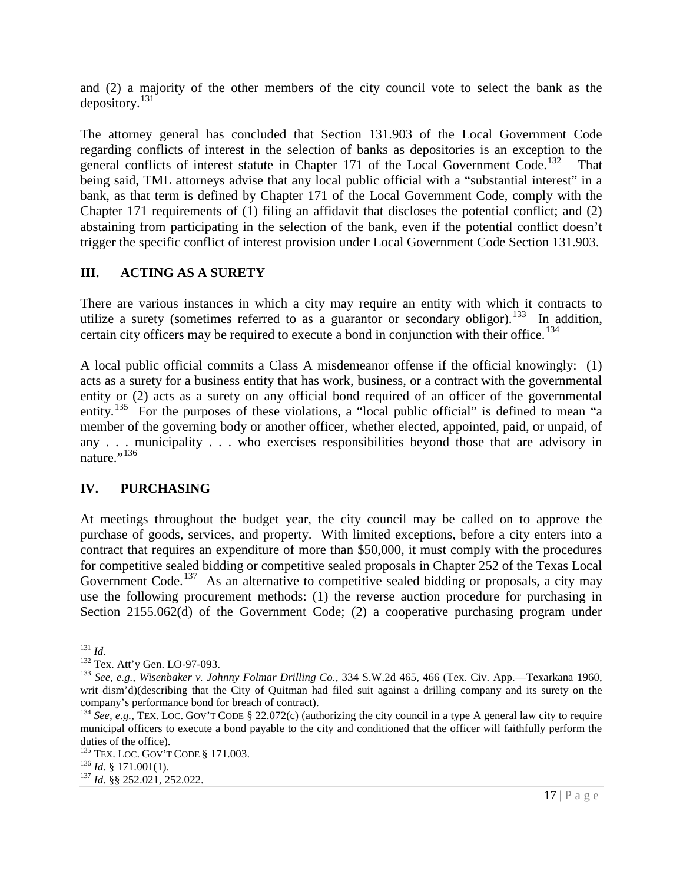and (2) a majority of the other members of the city council vote to select the bank as the depository.[131]

The attorney general has concluded that Section 131.903 of the Local Government Code regarding conflicts of interest in the selection of banks as depositories is an exception to the general conflicts of interest statute in Chapter 171 of the Local Government Code.[132] That being said, TML attorneys advise that any local public official with a "substantial interest" in a bank, as that term is defined by Chapter 171 of the Local Government Code, comply with the Chapter 171 requirements of (1) filing an affidavit that discloses the potential conflict; and (2) abstaining from participating in the selection of the bank, even if the potential conflict doesn't trigger the specific conflict of interest provision under Local Government Code Section 131.903.

## III. ACTING AS A SURETY

There are various instances in which a city may require an entity with which it contracts to utilize a surety (sometimes referred to as a guarantor or secondary obligor).[133] In addition, certain city officers may be required to execute a bond in conjunction with their office.[134]

A local public official commits a Class A misdemeanor offense if the official knowingly: (1) acts as a surety for a business entity that has work, business, or a contract with the governmental entity or (2) acts as a surety on any official bond required of an officer of the governmental entity.[135] For the purposes of these violations, a "local public official" is defined to mean "a member of the governing body or another officer, whether elected, appointed, paid, or unpaid, of any . . . municipality . . . who exercises responsibilities beyond those that are advisory in nature."[136]

## IV. PURCHASING

At meetings throughout the budget year, the city council may be called on to approve the purchase of goods, services, and property. With limited exceptions, before a city enters into a contract that requires an expenditure of more than $50,000, it must comply with the procedures for competitive sealed bidding or competitive sealed proposals in Chapter 252 of the Texas Local Government Code.[137] As an alternative to competitive sealed bidding or proposals, a city may use the following procurement methods: (1) the reverse auction procedure for purchasing in Section 2155.062(d) of the Government Code; (2) a cooperative purchasing program under

---

[131] *Id*.

[132] Tex. Att'y Gen. LO-97-093.

[133] *See, e.g., Wisenbaker v. Johnny Folmar Drilling Co.*, 334 S.W.2d 465, 466 (Tex. Civ. App.—Texarkana 1960, writ dism'd)(describing that the City of Quitman had filed suit against a drilling company and its surety on the company's performance bond for breach of contract).

[134] *See, e.g.,* TEX. LOC. GOV'T CODE § 22.072(c) (authorizing the city council in a type A general law city to require municipal officers to execute a bond payable to the city and conditioned that the officer will faithfully perform the duties of the office).

[135] TEX. LOC. GOV'T CODE § 171.003.

[136] *Id*. § 171.001(1).

[137] *Id*. §§ 252.021, 252.022.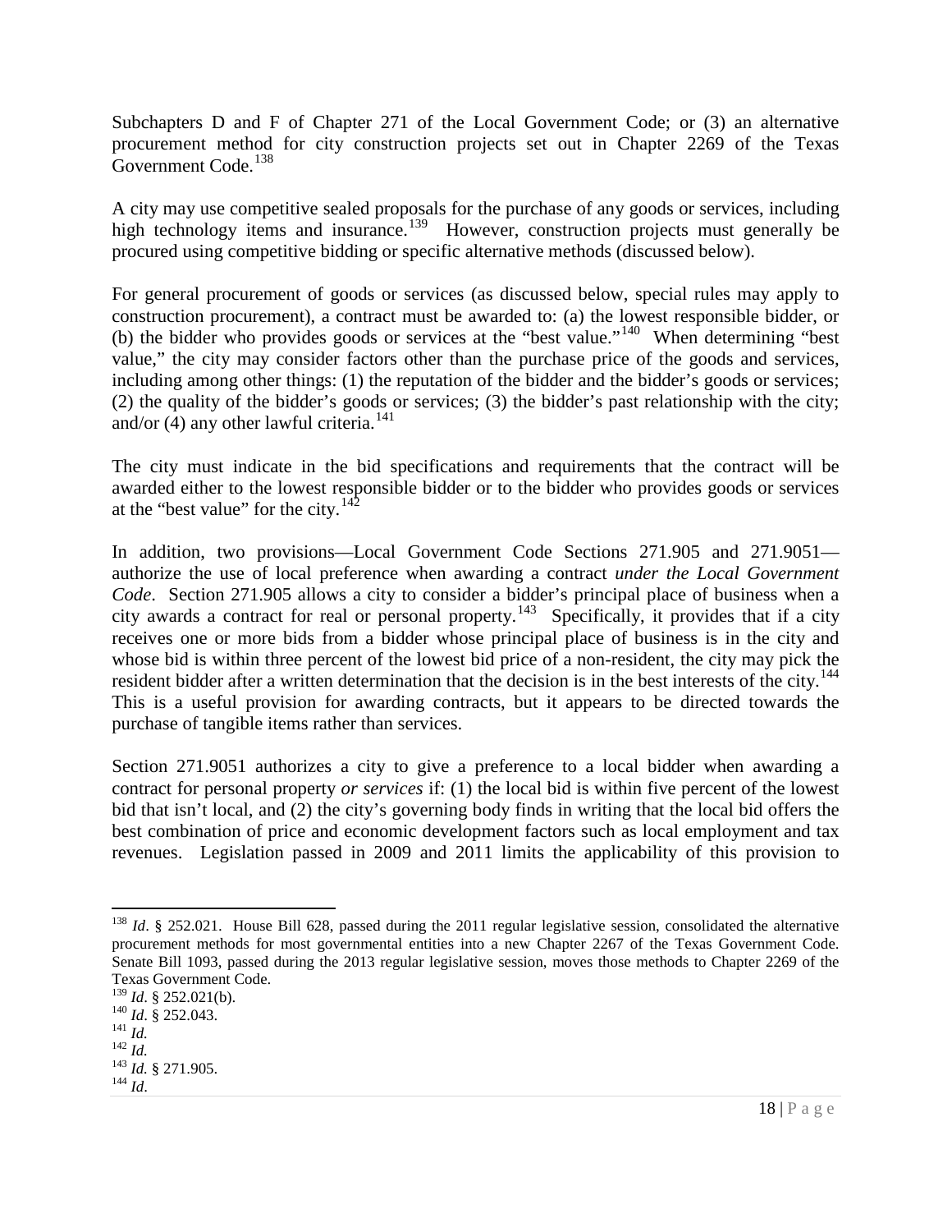Subchapters D and F of Chapter 271 of the Local Government Code; or (3) an alternative procurement method for city construction projects set out in Chapter 2269 of the Texas Government Code.[138]

A city may use competitive sealed proposals for the purchase of any goods or services, including high technology items and insurance.[139] However, construction projects must generally be procured using competitive bidding or specific alternative methods (discussed below).

For general procurement of goods or services (as discussed below, special rules may apply to construction procurement), a contract must be awarded to: (a) the lowest responsible bidder, or (b) the bidder who provides goods or services at the "best value."[140] When determining "best value," the city may consider factors other than the purchase price of the goods and services, including among other things: (1) the reputation of the bidder and the bidder's goods or services; (2) the quality of the bidder's goods or services; (3) the bidder's past relationship with the city; and/or (4) any other lawful criteria.[141]

The city must indicate in the bid specifications and requirements that the contract will be awarded either to the lowest responsible bidder or to the bidder who provides goods or services at the "best value" for the city.[142]

In addition, two provisions—Local Government Code Sections 271.905 and 271.9051—authorize the use of local preference when awarding a contract *under the Local Government Code*. Section 271.905 allows a city to consider a bidder's principal place of business when a city awards a contract for real or personal property.[143] Specifically, it provides that if a city receives one or more bids from a bidder whose principal place of business is in the city and whose bid is within three percent of the lowest bid price of a non-resident, the city may pick the resident bidder after a written determination that the decision is in the best interests of the city.[144] This is a useful provision for awarding contracts, but it appears to be directed towards the purchase of tangible items rather than services.

Section 271.9051 authorizes a city to give a preference to a local bidder when awarding a contract for personal property *or services* if: (1) the local bid is within five percent of the lowest bid that isn't local, and (2) the city's governing body finds in writing that the local bid offers the best combination of price and economic development factors such as local employment and tax revenues. Legislation passed in 2009 and 2011 limits the applicability of this provision to

---

[138] *Id*. § 252.021. House Bill 628, passed during the 2011 regular legislative session, consolidated the alternative procurement methods for most governmental entities into a new Chapter 2267 of the Texas Government Code. Senate Bill 1093, passed during the 2013 regular legislative session, moves those methods to Chapter 2269 of the Texas Government Code.

[139] *Id*. § 252.021(b).

[140] *Id*. § 252.043.

[141] *Id.*

[142] *Id.*

[143] *Id.* § 271.905.

[144] *Id*.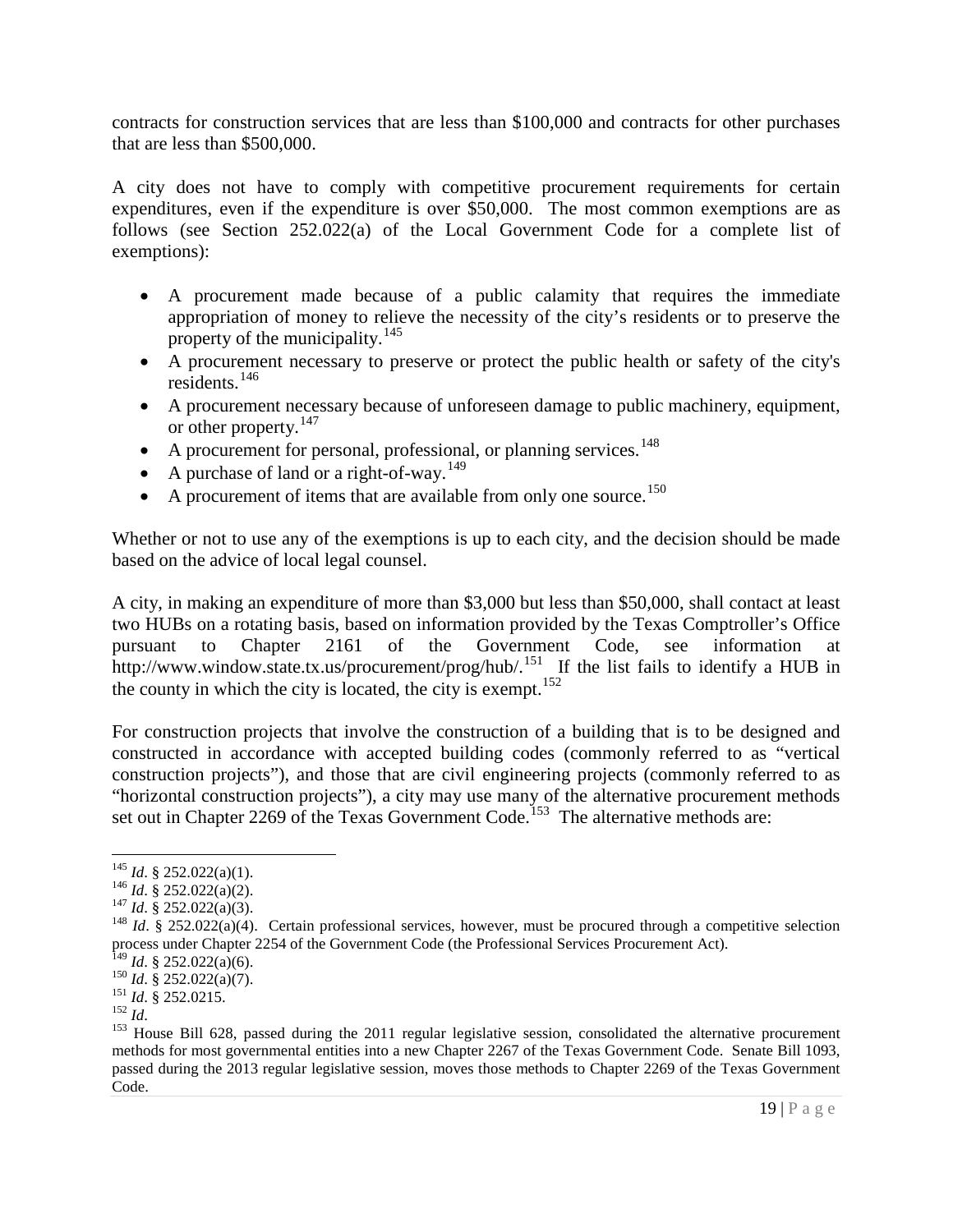contracts for construction services that are less than $100,000 and contracts for other purchases that are less than $500,000.

A city does not have to comply with competitive procurement requirements for certain expenditures, even if the expenditure is over $50,000. The most common exemptions are as follows (see Section 252.022(a) of the Local Government Code for a complete list of exemptions):

- A procurement made because of a public calamity that requires the immediate appropriation of money to relieve the necessity of the city's residents or to preserve the property of the municipality.[145]
- A procurement necessary to preserve or protect the public health or safety of the city's residents.[146]
- A procurement necessary because of unforeseen damage to public machinery, equipment, or other property.[147]
- A procurement for personal, professional, or planning services.[148]
- A purchase of land or a right-of-way.[149]
- A procurement of items that are available from only one source.[150]

Whether or not to use any of the exemptions is up to each city, and the decision should be made based on the advice of local legal counsel.

A city, in making an expenditure of more than $3,000 but less than $50,000, shall contact at least two HUBs on a rotating basis, based on information provided by the Texas Comptroller's Office pursuant to Chapter 2161 of the Government Code, see information at http://www.window.state.tx.us/procurement/prog/hub/.[151] If the list fails to identify a HUB in the county in which the city is located, the city is exempt.[152]

For construction projects that involve the construction of a building that is to be designed and constructed in accordance with accepted building codes (commonly referred to as "vertical construction projects"), and those that are civil engineering projects (commonly referred to as "horizontal construction projects"), a city may use many of the alternative procurement methods set out in Chapter 2269 of the Texas Government Code.[153] The alternative methods are:

---

[145] *Id*. § 252.022(a)(1).
[146] *Id*. § 252.022(a)(2).
[147] *Id*. § 252.022(a)(3).
[148] *Id*. § 252.022(a)(4). Certain professional services, however, must be procured through a competitive selection process under Chapter 2254 of the Government Code (the Professional Services Procurement Act).
[149] *Id*. § 252.022(a)(6).
[150] *Id*. § 252.022(a)(7).
[151] *Id*. § 252.0215.
[152] *Id*.
[153] House Bill 628, passed during the 2011 regular legislative session, consolidated the alternative procurement methods for most governmental entities into a new Chapter 2267 of the Texas Government Code. Senate Bill 1093, passed during the 2013 regular legislative session, moves those methods to Chapter 2269 of the Texas Government Code.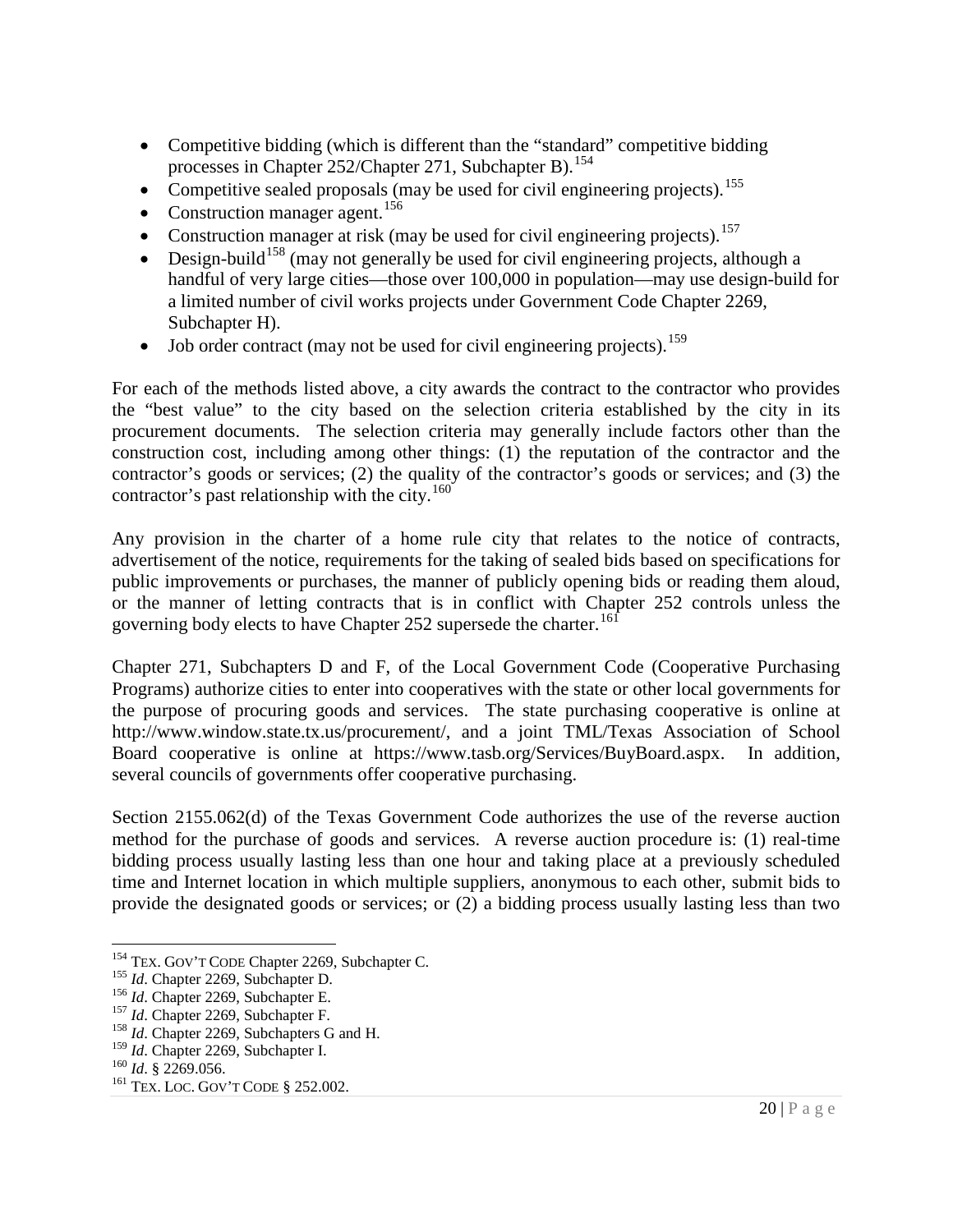- Competitive bidding (which is different than the "standard" competitive bidding processes in Chapter 252/Chapter 271, Subchapter B).[154]
- Competitive sealed proposals (may be used for civil engineering projects).[155]
- Construction manager agent.[156]
- Construction manager at risk (may be used for civil engineering projects).[157]
- Design-build[158] (may not generally be used for civil engineering projects, although a handful of very large cities—those over 100,000 in population—may use design-build for a limited number of civil works projects under Government Code Chapter 2269, Subchapter H).
- Job order contract (may not be used for civil engineering projects).[159]

For each of the methods listed above, a city awards the contract to the contractor who provides the "best value" to the city based on the selection criteria established by the city in its procurement documents. The selection criteria may generally include factors other than the construction cost, including among other things: (1) the reputation of the contractor and the contractor's goods or services; (2) the quality of the contractor's goods or services; and (3) the contractor's past relationship with the city.[160]

Any provision in the charter of a home rule city that relates to the notice of contracts, advertisement of the notice, requirements for the taking of sealed bids based on specifications for public improvements or purchases, the manner of publicly opening bids or reading them aloud, or the manner of letting contracts that is in conflict with Chapter 252 controls unless the governing body elects to have Chapter 252 supersede the charter.[161]

Chapter 271, Subchapters D and F, of the Local Government Code (Cooperative Purchasing Programs) authorize cities to enter into cooperatives with the state or other local governments for the purpose of procuring goods and services. The state purchasing cooperative is online at http://www.window.state.tx.us/procurement/, and a joint TML/Texas Association of School Board cooperative is online at https://www.tasb.org/Services/BuyBoard.aspx. In addition, several councils of governments offer cooperative purchasing.

Section 2155.062(d) of the Texas Government Code authorizes the use of the reverse auction method for the purchase of goods and services. A reverse auction procedure is: (1) real-time bidding process usually lasting less than one hour and taking place at a previously scheduled time and Internet location in which multiple suppliers, anonymous to each other, submit bids to provide the designated goods or services; or (2) a bidding process usually lasting less than two

---

[154] TEX. GOV'T CODE Chapter 2269, Subchapter C.
[155] *Id*. Chapter 2269, Subchapter D.
[156] *Id*. Chapter 2269, Subchapter E.
[157] *Id*. Chapter 2269, Subchapter F.
[158] *Id*. Chapter 2269, Subchapters G and H.
[159] *Id*. Chapter 2269, Subchapter I.
[160] *Id*. § 2269.056.
[161] TEX. LOC. GOV'T CODE § 252.002.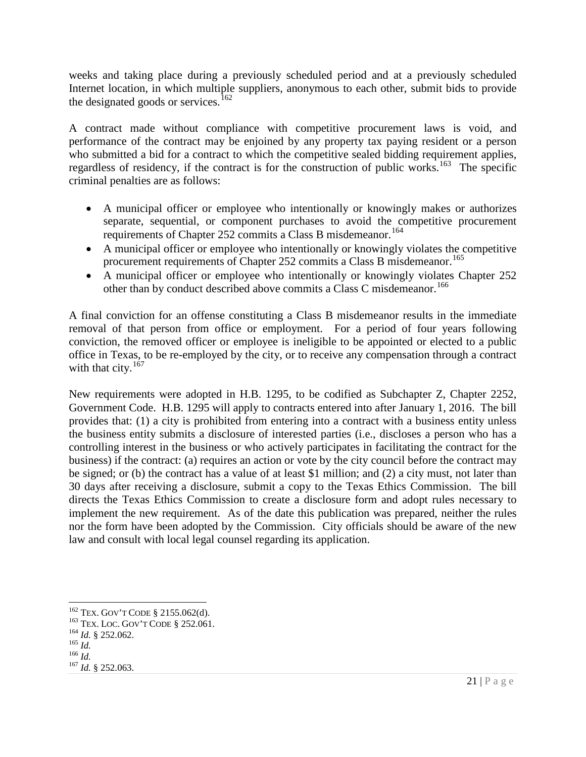weeks and taking place during a previously scheduled period and at a previously scheduled Internet location, in which multiple suppliers, anonymous to each other, submit bids to provide the designated goods or services.[162]

A contract made without compliance with competitive procurement laws is void, and performance of the contract may be enjoined by any property tax paying resident or a person who submitted a bid for a contract to which the competitive sealed bidding requirement applies, regardless of residency, if the contract is for the construction of public works.[163] The specific criminal penalties are as follows:

- A municipal officer or employee who intentionally or knowingly makes or authorizes separate, sequential, or component purchases to avoid the competitive procurement requirements of Chapter 252 commits a Class B misdemeanor.[164]
- A municipal officer or employee who intentionally or knowingly violates the competitive procurement requirements of Chapter 252 commits a Class B misdemeanor.[165]
- A municipal officer or employee who intentionally or knowingly violates Chapter 252 other than by conduct described above commits a Class C misdemeanor.[166]

A final conviction for an offense constituting a Class B misdemeanor results in the immediate removal of that person from office or employment. For a period of four years following conviction, the removed officer or employee is ineligible to be appointed or elected to a public office in Texas, to be re-employed by the city, or to receive any compensation through a contract with that city.[167]

New requirements were adopted in H.B. 1295, to be codified as Subchapter Z, Chapter 2252, Government Code. H.B. 1295 will apply to contracts entered into after January 1, 2016. The bill provides that: (1) a city is prohibited from entering into a contract with a business entity unless the business entity submits a disclosure of interested parties (i.e., discloses a person who has a controlling interest in the business or who actively participates in facilitating the contract for the business) if the contract: (a) requires an action or vote by the city council before the contract may be signed; or (b) the contract has a value of at least $1 million; and (2) a city must, not later than 30 days after receiving a disclosure, submit a copy to the Texas Ethics Commission. The bill directs the Texas Ethics Commission to create a disclosure form and adopt rules necessary to implement the new requirement. As of the date this publication was prepared, neither the rules nor the form have been adopted by the Commission. City officials should be aware of the new law and consult with local legal counsel regarding its application.

---

[162] TEX. GOV'T CODE § 2155.062(d).
[163] TEX. LOC. GOV'T CODE § 252.061.
[164] *Id.* § 252.062.
[165] *Id.*
[166] *Id.*
[167] *Id.* § 252.063.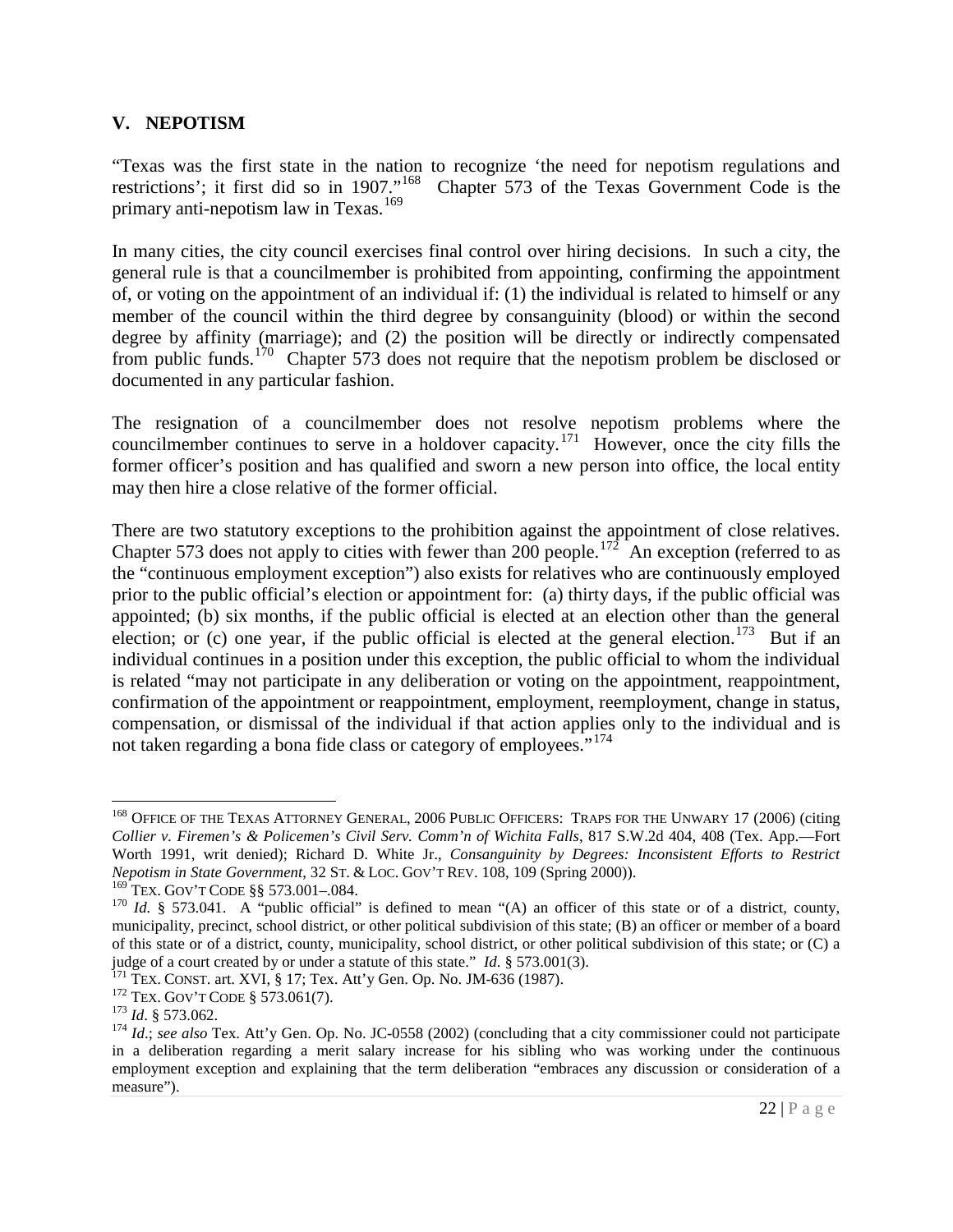## V. NEPOTISM

"Texas was the first state in the nation to recognize 'the need for nepotism regulations and restrictions'; it first did so in 1907."[168] Chapter 573 of the Texas Government Code is the primary anti-nepotism law in Texas.[169]

In many cities, the city council exercises final control over hiring decisions. In such a city, the general rule is that a councilmember is prohibited from appointing, confirming the appointment of, or voting on the appointment of an individual if: (1) the individual is related to himself or any member of the council within the third degree by consanguinity (blood) or within the second degree by affinity (marriage); and (2) the position will be directly or indirectly compensated from public funds.[170] Chapter 573 does not require that the nepotism problem be disclosed or documented in any particular fashion.

The resignation of a councilmember does not resolve nepotism problems where the councilmember continues to serve in a holdover capacity.[171] However, once the city fills the former officer's position and has qualified and sworn a new person into office, the local entity may then hire a close relative of the former official.

There are two statutory exceptions to the prohibition against the appointment of close relatives. Chapter 573 does not apply to cities with fewer than 200 people.[172] An exception (referred to as the "continuous employment exception") also exists for relatives who are continuously employed prior to the public official's election or appointment for: (a) thirty days, if the public official was appointed; (b) six months, if the public official is elected at an election other than the general election; or (c) one year, if the public official is elected at the general election.[173] But if an individual continues in a position under this exception, the public official to whom the individual is related "may not participate in any deliberation or voting on the appointment, reappointment, confirmation of the appointment or reappointment, employment, reemployment, change in status, compensation, or dismissal of the individual if that action applies only to the individual and is not taken regarding a bona fide class or category of employees."[174]

---

[168] OFFICE OF THE TEXAS ATTORNEY GENERAL, 2006 PUBLIC OFFICERS: TRAPS FOR THE UNWARY 17 (2006) (citing *Collier v. Firemen's & Policemen's Civil Serv. Comm'n of Wichita Falls*, 817 S.W.2d 404, 408 (Tex. App.—Fort Worth 1991, writ denied); Richard D. White Jr., *Consanguinity by Degrees: Inconsistent Efforts to Restrict Nepotism in State Government*, 32 ST. & LOC. GOV'T REV. 108, 109 (Spring 2000)).

[169] TEX. GOV'T CODE §§ 573.001–.084.

[170] *Id.* § 573.041. A "public official" is defined to mean "(A) an officer of this state or of a district, county, municipality, precinct, school district, or other political subdivision of this state; (B) an officer or member of a board of this state or of a district, county, municipality, school district, or other political subdivision of this state; or (C) a judge of a court created by or under a statute of this state." *Id*. § 573.001(3).

[171] TEX. CONST. art. XVI, § 17; Tex. Att'y Gen. Op. No. JM-636 (1987).

[172] TEX. GOV'T CODE § 573.061(7).

[173] *Id*. § 573.062.

[174] *Id*.; *see also* Tex. Att'y Gen. Op. No. JC-0558 (2002) (concluding that a city commissioner could not participate in a deliberation regarding a merit salary increase for his sibling who was working under the continuous employment exception and explaining that the term deliberation "embraces any discussion or consideration of a measure").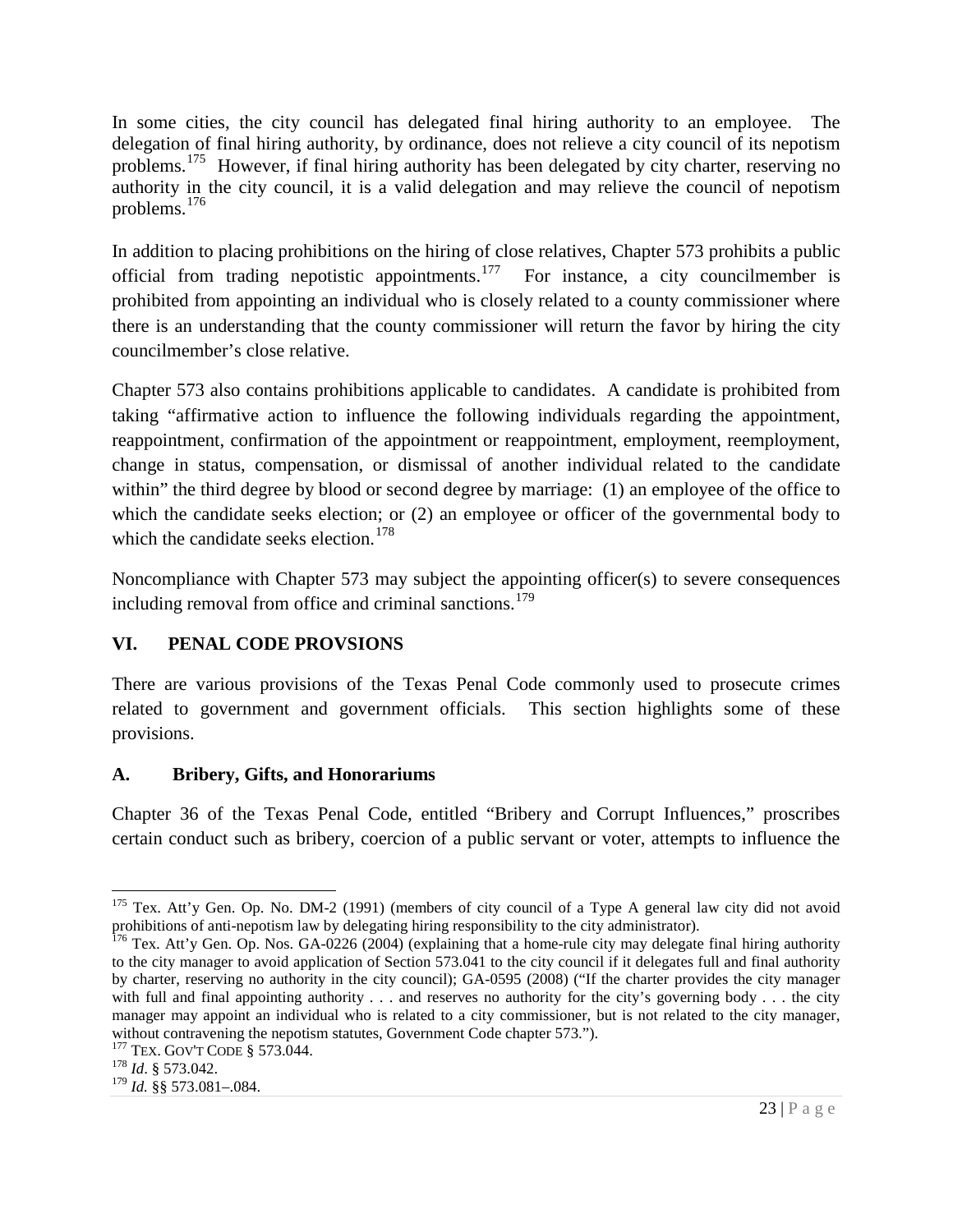In some cities, the city council has delegated final hiring authority to an employee. The delegation of final hiring authority, by ordinance, does not relieve a city council of its nepotism problems.[175] However, if final hiring authority has been delegated by city charter, reserving no authority in the city council, it is a valid delegation and may relieve the council of nepotism problems.[176]

In addition to placing prohibitions on the hiring of close relatives, Chapter 573 prohibits a public official from trading nepotistic appointments.[177] For instance, a city councilmember is prohibited from appointing an individual who is closely related to a county commissioner where there is an understanding that the county commissioner will return the favor by hiring the city councilmember's close relative.

Chapter 573 also contains prohibitions applicable to candidates. A candidate is prohibited from taking "affirmative action to influence the following individuals regarding the appointment, reappointment, confirmation of the appointment or reappointment, employment, reemployment, change in status, compensation, or dismissal of another individual related to the candidate within" the third degree by blood or second degree by marriage: (1) an employee of the office to which the candidate seeks election; or (2) an employee or officer of the governmental body to which the candidate seeks election.[178]

Noncompliance with Chapter 573 may subject the appointing officer(s) to severe consequences including removal from office and criminal sanctions.[179]

## VI. PENAL CODE PROVSIONS

There are various provisions of the Texas Penal Code commonly used to prosecute crimes related to government and government officials. This section highlights some of these provisions.

### A. Bribery, Gifts, and Honorariums

Chapter 36 of the Texas Penal Code, entitled "Bribery and Corrupt Influences," proscribes certain conduct such as bribery, coercion of a public servant or voter, attempts to influence the

---

[175] Tex. Att'y Gen. Op. No. DM-2 (1991) (members of city council of a Type A general law city did not avoid prohibitions of anti-nepotism law by delegating hiring responsibility to the city administrator).

[176] Tex. Att'y Gen. Op. Nos. GA-0226 (2004) (explaining that a home-rule city may delegate final hiring authority to the city manager to avoid application of Section 573.041 to the city council if it delegates full and final authority by charter, reserving no authority in the city council); GA-0595 (2008) ("If the charter provides the city manager with full and final appointing authority . . . and reserves no authority for the city's governing body . . . the city manager may appoint an individual who is related to a city commissioner, but is not related to the city manager, without contravening the nepotism statutes, Government Code chapter 573.").

[177] TEX. GOV'T CODE § 573.044.

[178] *Id*. § 573.042.

[179] *Id.* §§ 573.081–.084.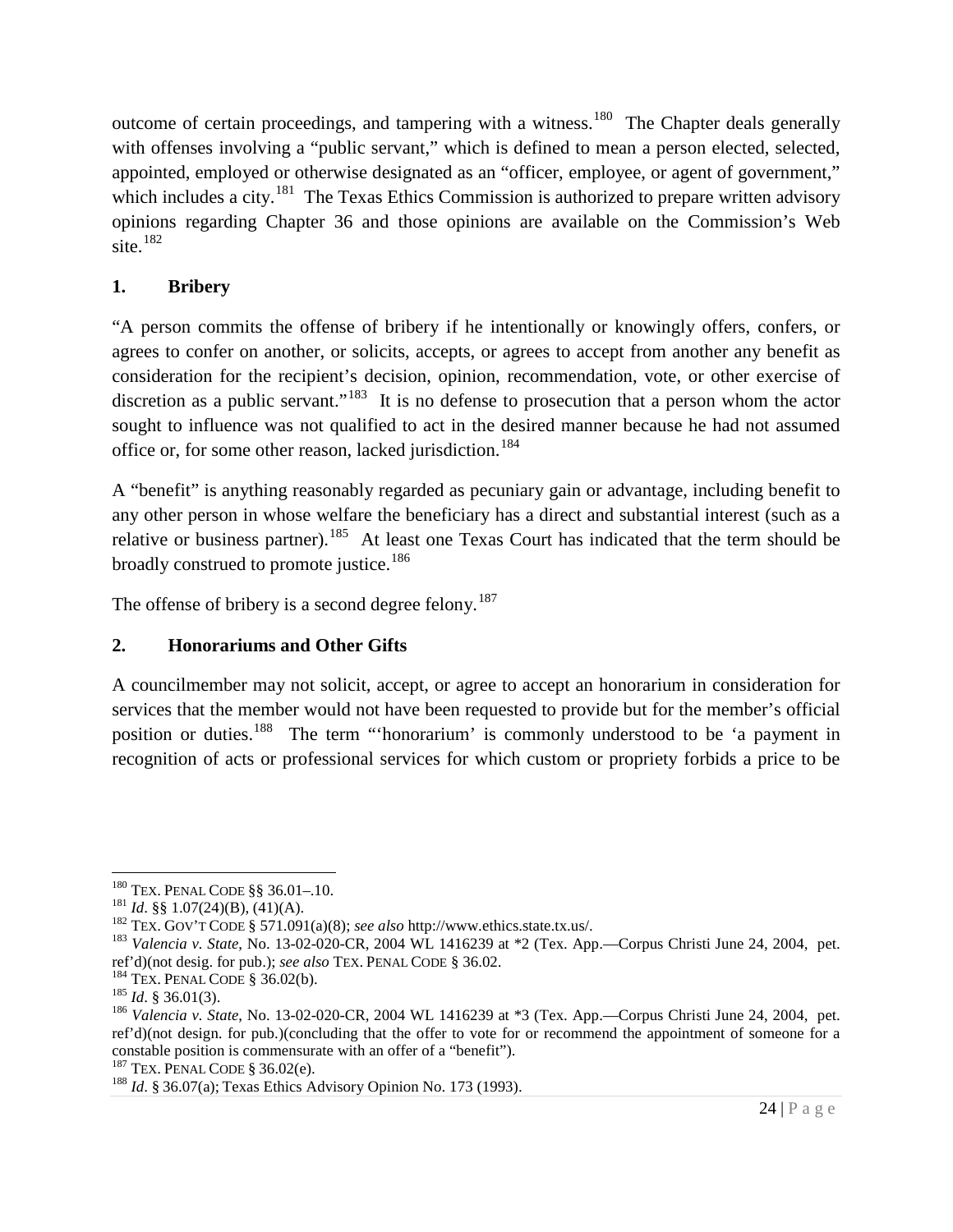outcome of certain proceedings, and tampering with a witness.[180] The Chapter deals generally with offenses involving a "public servant," which is defined to mean a person elected, selected, appointed, employed or otherwise designated as an "officer, employee, or agent of government," which includes a city.[181] The Texas Ethics Commission is authorized to prepare written advisory opinions regarding Chapter 36 and those opinions are available on the Commission's Web site.[182]

### 1. Bribery

"A person commits the offense of bribery if he intentionally or knowingly offers, confers, or agrees to confer on another, or solicits, accepts, or agrees to accept from another any benefit as consideration for the recipient's decision, opinion, recommendation, vote, or other exercise of discretion as a public servant."[183] It is no defense to prosecution that a person whom the actor sought to influence was not qualified to act in the desired manner because he had not assumed office or, for some other reason, lacked jurisdiction.[184]

A "benefit" is anything reasonably regarded as pecuniary gain or advantage, including benefit to any other person in whose welfare the beneficiary has a direct and substantial interest (such as a relative or business partner).[185] At least one Texas Court has indicated that the term should be broadly construed to promote justice.[186]

The offense of bribery is a second degree felony.[187]

### 2. Honorariums and Other Gifts

A councilmember may not solicit, accept, or agree to accept an honorarium in consideration for services that the member would not have been requested to provide but for the member's official position or duties.[188] The term "'honorarium' is commonly understood to be 'a payment in recognition of acts or professional services for which custom or propriety forbids a price to be

---

[180] TEX. PENAL CODE §§ 36.01–.10.

[181] *Id*. §§ 1.07(24)(B), (41)(A).

[182] TEX. GOV'T CODE § 571.091(a)(8); *see also* http://www.ethics.state.tx.us/.

[183] *Valencia v. State*, No. 13-02-020-CR, 2004 WL 1416239 at *2 (Tex. App.—Corpus Christi June 24, 2004, pet. ref'd)(not desig. for pub.); *see also* TEX. PENAL CODE § 36.02.

[184] TEX. PENAL CODE § 36.02(b).

[185] *Id*. § 36.01(3).

[186] *Valencia v. State*, No. 13-02-020-CR, 2004 WL 1416239 at *3 (Tex. App.—Corpus Christi June 24, 2004, pet. ref'd)(not design. for pub.)(concluding that the offer to vote for or recommend the appointment of someone for a constable position is commensurate with an offer of a "benefit").

[187] TEX. PENAL CODE § 36.02(e).

[188] *Id*. § 36.07(a); Texas Ethics Advisory Opinion No. 173 (1993).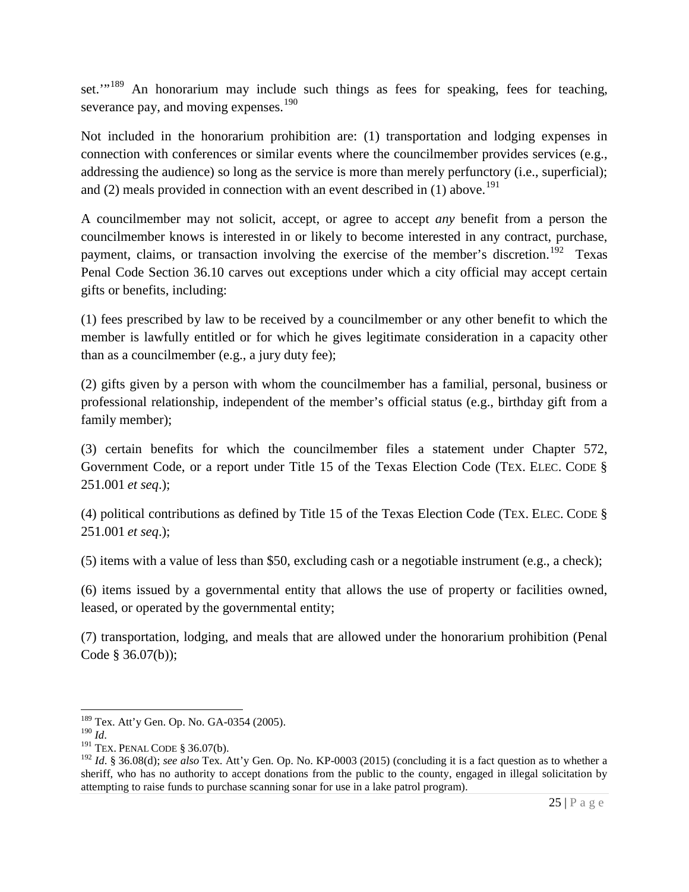set.'"[189] An honorarium may include such things as fees for speaking, fees for teaching, severance pay, and moving expenses.[190]

Not included in the honorarium prohibition are: (1) transportation and lodging expenses in connection with conferences or similar events where the councilmember provides services (e.g., addressing the audience) so long as the service is more than merely perfunctory (i.e., superficial); and (2) meals provided in connection with an event described in (1) above.[191]

A councilmember may not solicit, accept, or agree to accept *any* benefit from a person the councilmember knows is interested in or likely to become interested in any contract, purchase, payment, claims, or transaction involving the exercise of the member's discretion.[192] Texas Penal Code Section 36.10 carves out exceptions under which a city official may accept certain gifts or benefits, including:

(1) fees prescribed by law to be received by a councilmember or any other benefit to which the member is lawfully entitled or for which he gives legitimate consideration in a capacity other than as a councilmember (e.g., a jury duty fee);

(2) gifts given by a person with whom the councilmember has a familial, personal, business or professional relationship, independent of the member's official status (e.g., birthday gift from a family member);

(3) certain benefits for which the councilmember files a statement under Chapter 572, Government Code, or a report under Title 15 of the Texas Election Code (TEX. ELEC. CODE § 251.001 *et seq*.);

(4) political contributions as defined by Title 15 of the Texas Election Code (TEX. ELEC. CODE § 251.001 *et seq*.);

(5) items with a value of less than $50, excluding cash or a negotiable instrument (e.g., a check);

(6) items issued by a governmental entity that allows the use of property or facilities owned, leased, or operated by the governmental entity;

(7) transportation, lodging, and meals that are allowed under the honorarium prohibition (Penal Code § 36.07(b));

---

[189] Tex. Att'y Gen. Op. No. GA-0354 (2005).

[190] *Id*.

[191] TEX. PENAL CODE § 36.07(b).

[192] *Id*. § 36.08(d); *see also* Tex. Att'y Gen. Op. No. KP-0003 (2015) (concluding it is a fact question as to whether a sheriff, who has no authority to accept donations from the public to the county, engaged in illegal solicitation by attempting to raise funds to purchase scanning sonar for use in a lake patrol program).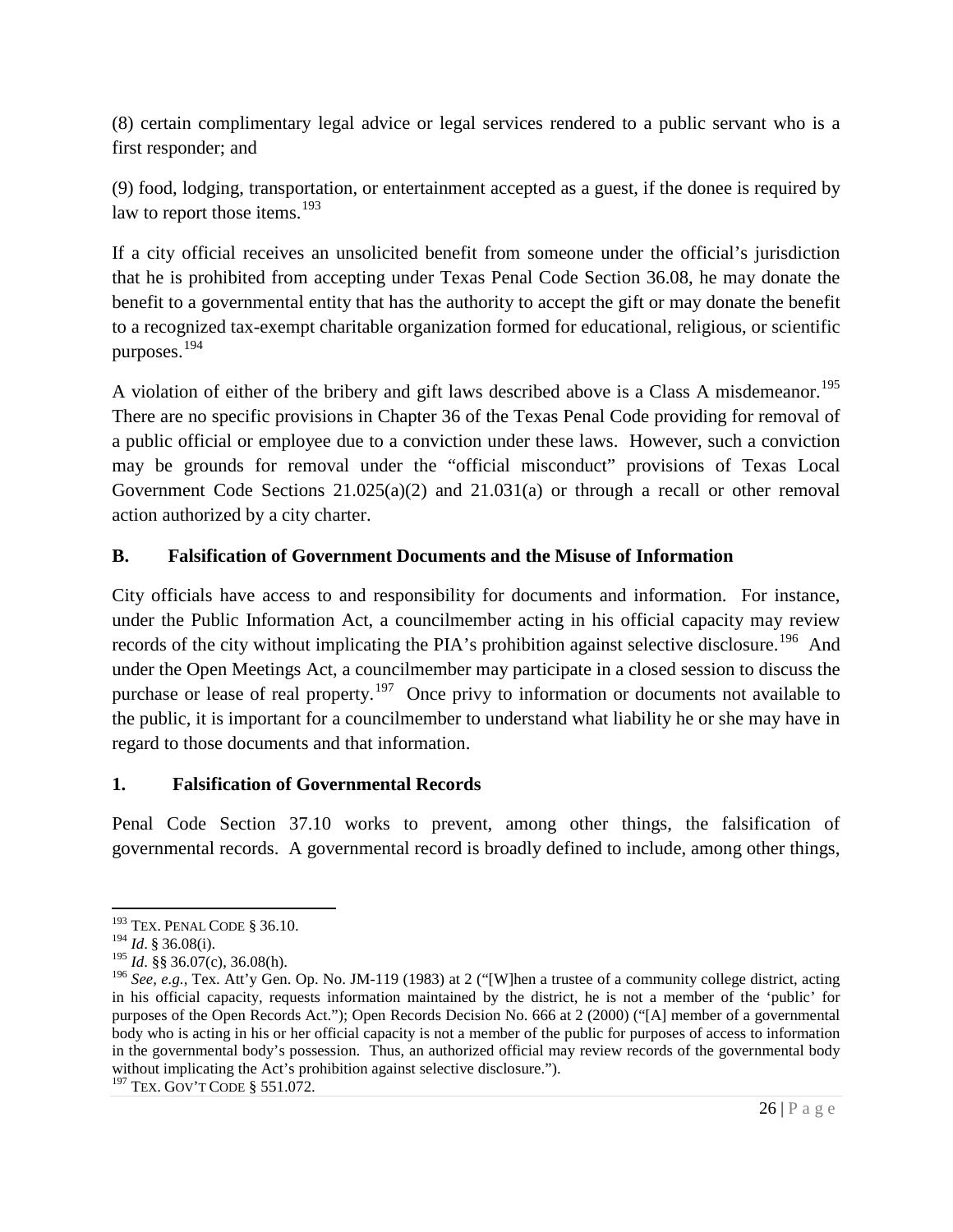(8) certain complimentary legal advice or legal services rendered to a public servant who is a first responder; and

(9) food, lodging, transportation, or entertainment accepted as a guest, if the donee is required by law to report those items.[193]

If a city official receives an unsolicited benefit from someone under the official's jurisdiction that he is prohibited from accepting under Texas Penal Code Section 36.08, he may donate the benefit to a governmental entity that has the authority to accept the gift or may donate the benefit to a recognized tax-exempt charitable organization formed for educational, religious, or scientific purposes.[194]

A violation of either of the bribery and gift laws described above is a Class A misdemeanor.[195] There are no specific provisions in Chapter 36 of the Texas Penal Code providing for removal of a public official or employee due to a conviction under these laws. However, such a conviction may be grounds for removal under the "official misconduct" provisions of Texas Local Government Code Sections 21.025(a)(2) and 21.031(a) or through a recall or other removal action authorized by a city charter.

## B. Falsification of Government Documents and the Misuse of Information

City officials have access to and responsibility for documents and information. For instance, under the Public Information Act, a councilmember acting in his official capacity may review records of the city without implicating the PIA's prohibition against selective disclosure.[196] And under the Open Meetings Act, a councilmember may participate in a closed session to discuss the purchase or lease of real property.[197] Once privy to information or documents not available to the public, it is important for a councilmember to understand what liability he or she may have in regard to those documents and that information.

### 1. Falsification of Governmental Records

Penal Code Section 37.10 works to prevent, among other things, the falsification of governmental records. A governmental record is broadly defined to include, among other things,

---

[193] TEX. PENAL CODE § 36.10.

[194] *Id*. § 36.08(i).

[195] *Id*. §§ 36.07(c), 36.08(h).

[196] *See, e.g.*, Tex. Att'y Gen. Op. No. JM-119 (1983) at 2 ("[W]hen a trustee of a community college district, acting in his official capacity, requests information maintained by the district, he is not a member of the 'public' for purposes of the Open Records Act."); Open Records Decision No. 666 at 2 (2000) ("[A] member of a governmental body who is acting in his or her official capacity is not a member of the public for purposes of access to information in the governmental body's possession. Thus, an authorized official may review records of the governmental body without implicating the Act's prohibition against selective disclosure.").

[197] TEX. GOV'T CODE § 551.072.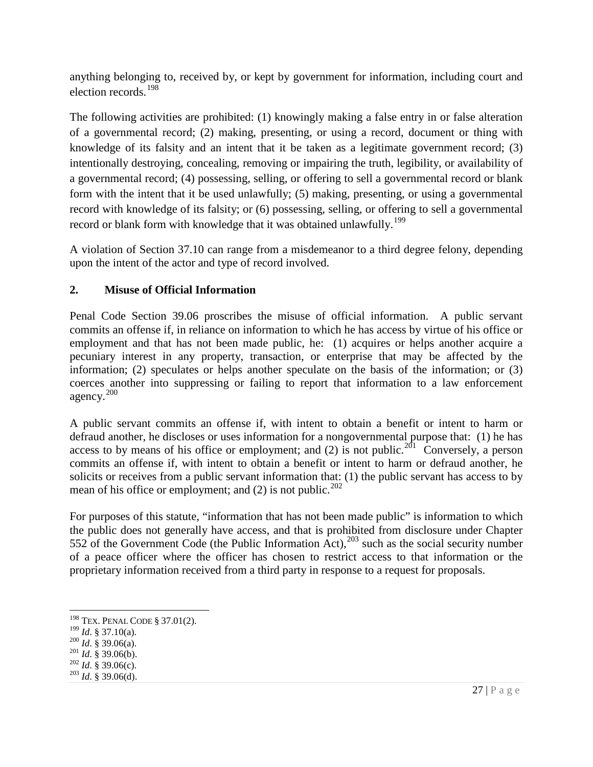anything belonging to, received by, or kept by government for information, including court and election records.[198]

The following activities are prohibited: (1) knowingly making a false entry in or false alteration of a governmental record; (2) making, presenting, or using a record, document or thing with knowledge of its falsity and an intent that it be taken as a legitimate government record; (3) intentionally destroying, concealing, removing or impairing the truth, legibility, or availability of a governmental record; (4) possessing, selling, or offering to sell a governmental record or blank form with the intent that it be used unlawfully; (5) making, presenting, or using a governmental record with knowledge of its falsity; or (6) possessing, selling, or offering to sell a governmental record or blank form with knowledge that it was obtained unlawfully.[199]

A violation of Section 37.10 can range from a misdemeanor to a third degree felony, depending upon the intent of the actor and type of record involved.

### 2. Misuse of Official Information

Penal Code Section 39.06 proscribes the misuse of official information. A public servant commits an offense if, in reliance on information to which he has access by virtue of his office or employment and that has not been made public, he: (1) acquires or helps another acquire a pecuniary interest in any property, transaction, or enterprise that may be affected by the information; (2) speculates or helps another speculate on the basis of the information; or (3) coerces another into suppressing or failing to report that information to a law enforcement agency.[200]

A public servant commits an offense if, with intent to obtain a benefit or intent to harm or defraud another, he discloses or uses information for a nongovernmental purpose that: (1) he has access to by means of his office or employment; and (2) is not public.[201] Conversely, a person commits an offense if, with intent to obtain a benefit or intent to harm or defraud another, he solicits or receives from a public servant information that: (1) the public servant has access to by mean of his office or employment; and (2) is not public.[202]

For purposes of this statute, "information that has not been made public" is information to which the public does not generally have access, and that is prohibited from disclosure under Chapter 552 of the Government Code (the Public Information Act),[203] such as the social security number of a peace officer where the officer has chosen to restrict access to that information or the proprietary information received from a third party in response to a request for proposals.

---

[198] TEX. PENAL CODE § 37.01(2).
[199] *Id*. § 37.10(a).
[200] *Id*. § 39.06(a).
[201] *Id*. § 39.06(b).
[202] *Id*. § 39.06(c).
[203] *Id*. § 39.06(d).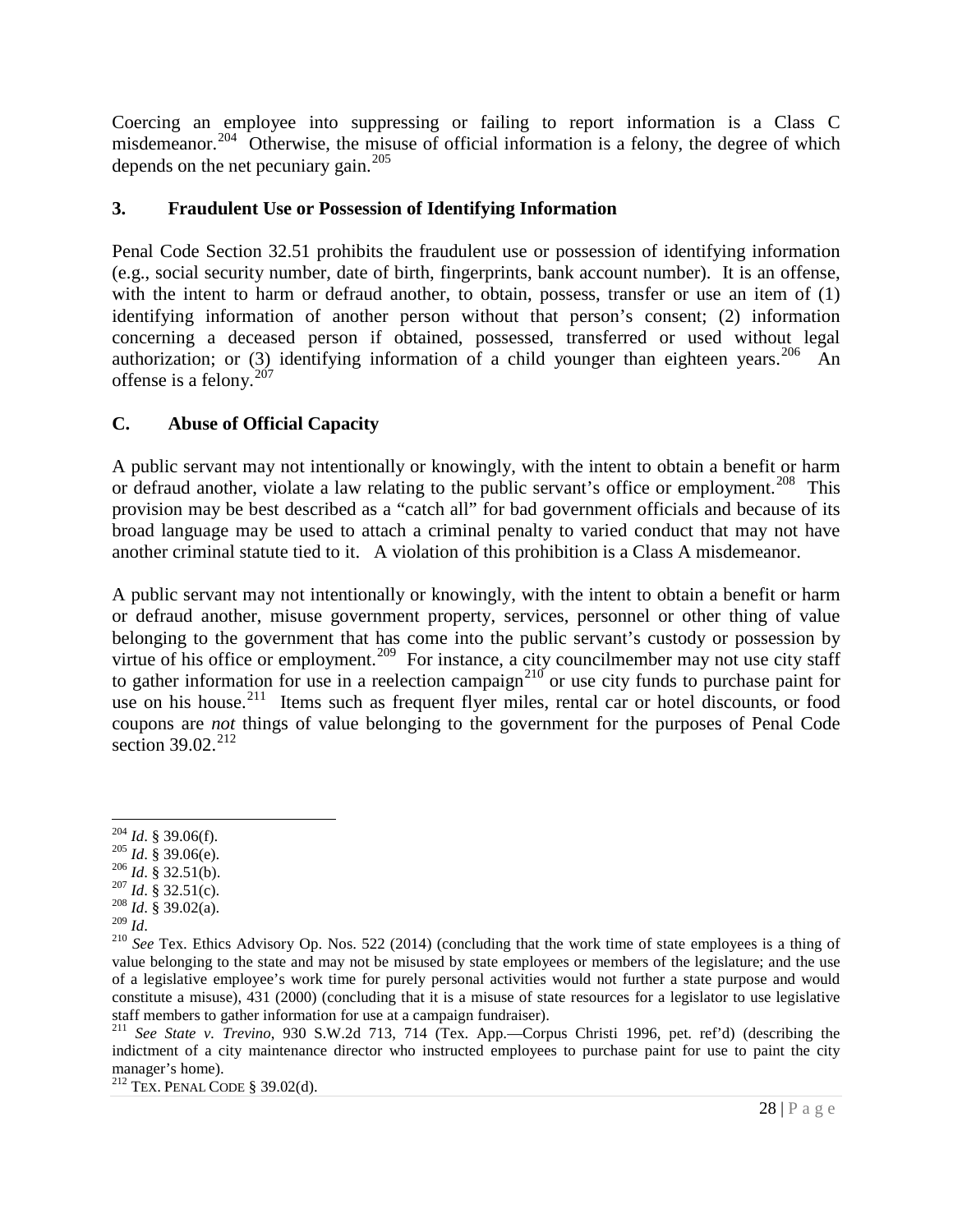Coercing an employee into suppressing or failing to report information is a Class C misdemeanor.[204] Otherwise, the misuse of official information is a felony, the degree of which depends on the net pecuniary gain.[205]

### 3. Fraudulent Use or Possession of Identifying Information

Penal Code Section 32.51 prohibits the fraudulent use or possession of identifying information (e.g., social security number, date of birth, fingerprints, bank account number). It is an offense, with the intent to harm or defraud another, to obtain, possess, transfer or use an item of (1) identifying information of another person without that person's consent; (2) information concerning a deceased person if obtained, possessed, transferred or used without legal authorization; or (3) identifying information of a child younger than eighteen years.[206] An offense is a felony.[207]

## C. Abuse of Official Capacity

A public servant may not intentionally or knowingly, with the intent to obtain a benefit or harm or defraud another, violate a law relating to the public servant's office or employment.[208] This provision may be best described as a "catch all" for bad government officials and because of its broad language may be used to attach a criminal penalty to varied conduct that may not have another criminal statute tied to it. A violation of this prohibition is a Class A misdemeanor.

A public servant may not intentionally or knowingly, with the intent to obtain a benefit or harm or defraud another, misuse government property, services, personnel or other thing of value belonging to the government that has come into the public servant's custody or possession by virtue of his office or employment.[209] For instance, a city councilmember may not use city staff to gather information for use in a reelection campaign[210] or use city funds to purchase paint for use on his house.[211] Items such as frequent flyer miles, rental car or hotel discounts, or food coupons are *not* things of value belonging to the government for the purposes of Penal Code section 39.02.[212]

---

[204] *Id*. § 39.06(f).
[205] *Id*. § 39.06(e).
[206] *Id*. § 32.51(b).
[207] *Id*. § 32.51(c).
[208] *Id*. § 39.02(a).
[209] *Id*.
[210] *See* Tex. Ethics Advisory Op. Nos. 522 (2014) (concluding that the work time of state employees is a thing of value belonging to the state and may not be misused by state employees or members of the legislature; and the use of a legislative employee's work time for purely personal activities would not further a state purpose and would constitute a misuse), 431 (2000) (concluding that it is a misuse of state resources for a legislator to use legislative staff members to gather information for use at a campaign fundraiser).
[211] *See State v. Trevino*, 930 S.W.2d 713, 714 (Tex. App.—Corpus Christi 1996, pet. ref'd) (describing the indictment of a city maintenance director who instructed employees to purchase paint for use to paint the city manager's home).
[212] TEX. PENAL CODE § 39.02(d).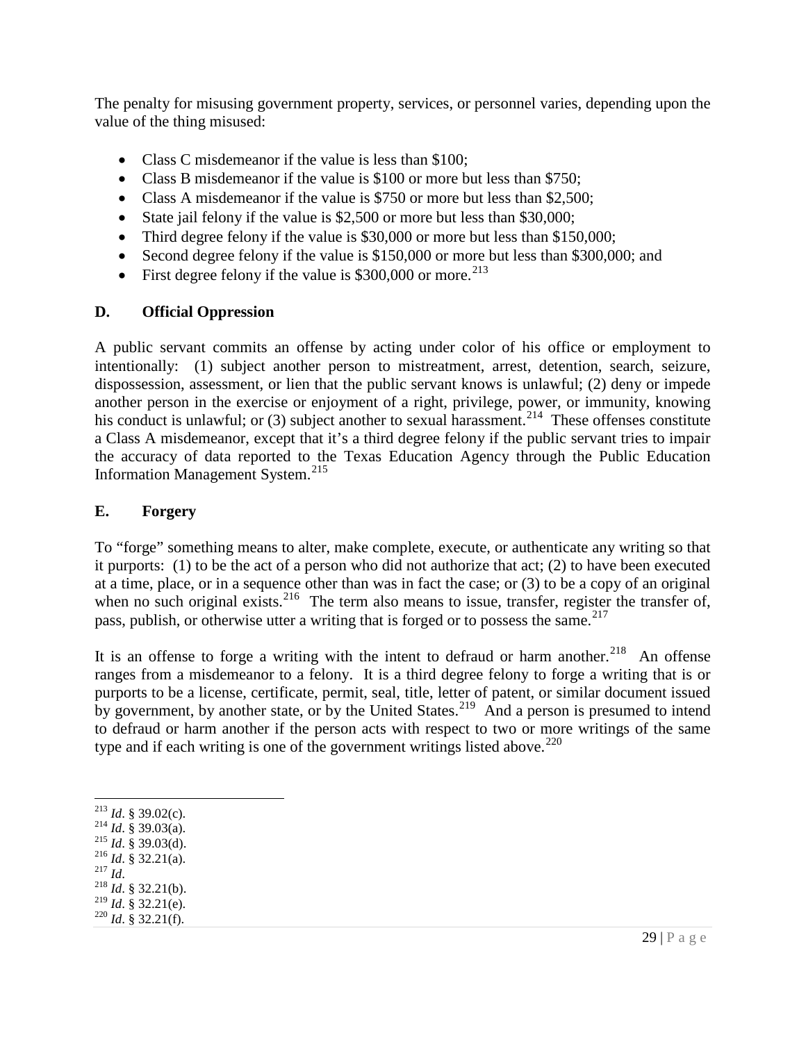The penalty for misusing government property, services, or personnel varies, depending upon the value of the thing misused:

- Class C misdemeanor if the value is less than $100;
- Class B misdemeanor if the value is $100 or more but less than $750;
- Class A misdemeanor if the value is $750 or more but less than $2,500;
- State jail felony if the value is $2,500 or more but less than $30,000;
- Third degree felony if the value is $30,000 or more but less than $150,000;
- Second degree felony if the value is $150,000 or more but less than $300,000; and
- First degree felony if the value is $300,000 or more.[213]

### D. Official Oppression

A public servant commits an offense by acting under color of his office or employment to intentionally: (1) subject another person to mistreatment, arrest, detention, search, seizure, dispossession, assessment, or lien that the public servant knows is unlawful; (2) deny or impede another person in the exercise or enjoyment of a right, privilege, power, or immunity, knowing his conduct is unlawful; or (3) subject another to sexual harassment.[214] These offenses constitute a Class A misdemeanor, except that it's a third degree felony if the public servant tries to impair the accuracy of data reported to the Texas Education Agency through the Public Education Information Management System.[215]

### E. Forgery

To "forge" something means to alter, make complete, execute, or authenticate any writing so that it purports: (1) to be the act of a person who did not authorize that act; (2) to have been executed at a time, place, or in a sequence other than was in fact the case; or (3) to be a copy of an original when no such original exists.[216] The term also means to issue, transfer, register the transfer of, pass, publish, or otherwise utter a writing that is forged or to possess the same.[217]

It is an offense to forge a writing with the intent to defraud or harm another.[218] An offense ranges from a misdemeanor to a felony. It is a third degree felony to forge a writing that is or purports to be a license, certificate, permit, seal, title, letter of patent, or similar document issued by government, by another state, or by the United States.[219] And a person is presumed to intend to defraud or harm another if the person acts with respect to two or more writings of the same type and if each writing is one of the government writings listed above.[220]

---

[213] *Id*. § 39.02(c).
[214] *Id*. § 39.03(a).
[215] *Id*. § 39.03(d).
[216] *Id*. § 32.21(a).
[217] *Id*.
[218] *Id*. § 32.21(b).
[219] *Id*. § 32.21(e).
[220] *Id*. § 32.21(f).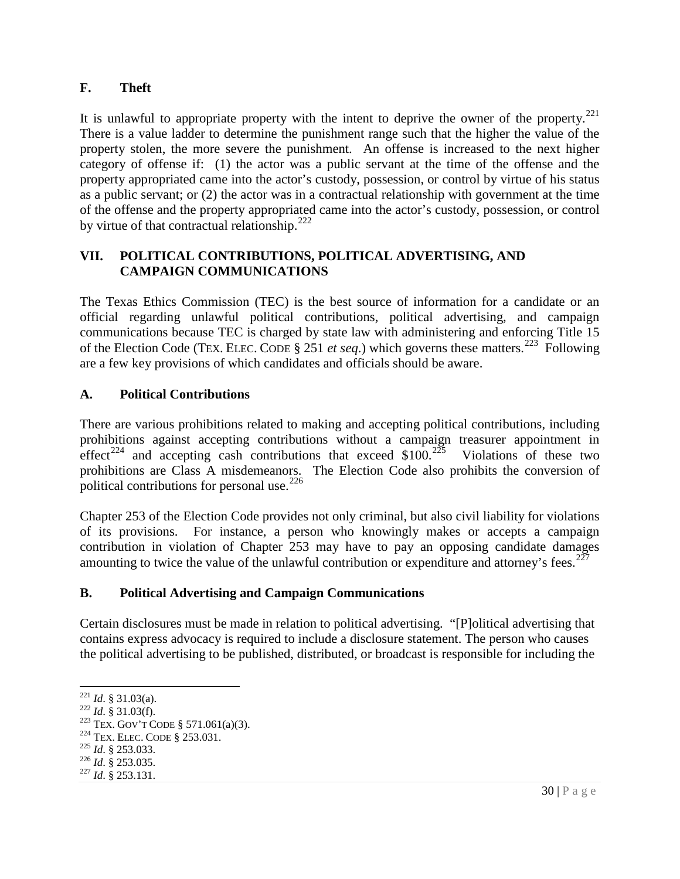### F. Theft

It is unlawful to appropriate property with the intent to deprive the owner of the property.[221] There is a value ladder to determine the punishment range such that the higher the value of the property stolen, the more severe the punishment. An offense is increased to the next higher category of offense if: (1) the actor was a public servant at the time of the offense and the property appropriated came into the actor's custody, possession, or control by virtue of his status as a public servant; or (2) the actor was in a contractual relationship with government at the time of the offense and the property appropriated came into the actor's custody, possession, or control by virtue of that contractual relationship.[222]

## VII. POLITICAL CONTRIBUTIONS, POLITICAL ADVERTISING, AND CAMPAIGN COMMUNICATIONS

The Texas Ethics Commission (TEC) is the best source of information for a candidate or an official regarding unlawful political contributions, political advertising, and campaign communications because TEC is charged by state law with administering and enforcing Title 15 of the Election Code (TEX. ELEC. CODE § 251 *et seq*.) which governs these matters.[223] Following are a few key provisions of which candidates and officials should be aware.

### A. Political Contributions

There are various prohibitions related to making and accepting political contributions, including prohibitions against accepting contributions without a campaign treasurer appointment in effect[224] and accepting cash contributions that exceed $100.[225] Violations of these two prohibitions are Class A misdemeanors. The Election Code also prohibits the conversion of political contributions for personal use.[226]

Chapter 253 of the Election Code provides not only criminal, but also civil liability for violations of its provisions. For instance, a person who knowingly makes or accepts a campaign contribution in violation of Chapter 253 may have to pay an opposing candidate damages amounting to twice the value of the unlawful contribution or expenditure and attorney's fees.[227]

### B. Political Advertising and Campaign Communications

Certain disclosures must be made in relation to political advertising. "[P]olitical advertising that contains express advocacy is required to include a disclosure statement. The person who causes the political advertising to be published, distributed, or broadcast is responsible for including the

---

[221] *Id*. § 31.03(a).
[222] *Id*. § 31.03(f).
[223] TEX. GOV'T CODE § 571.061(a)(3).
[224] TEX. ELEC. CODE § 253.031.
[225] *Id*. § 253.033.
[226] *Id*. § 253.035.
[227] *Id*. § 253.131.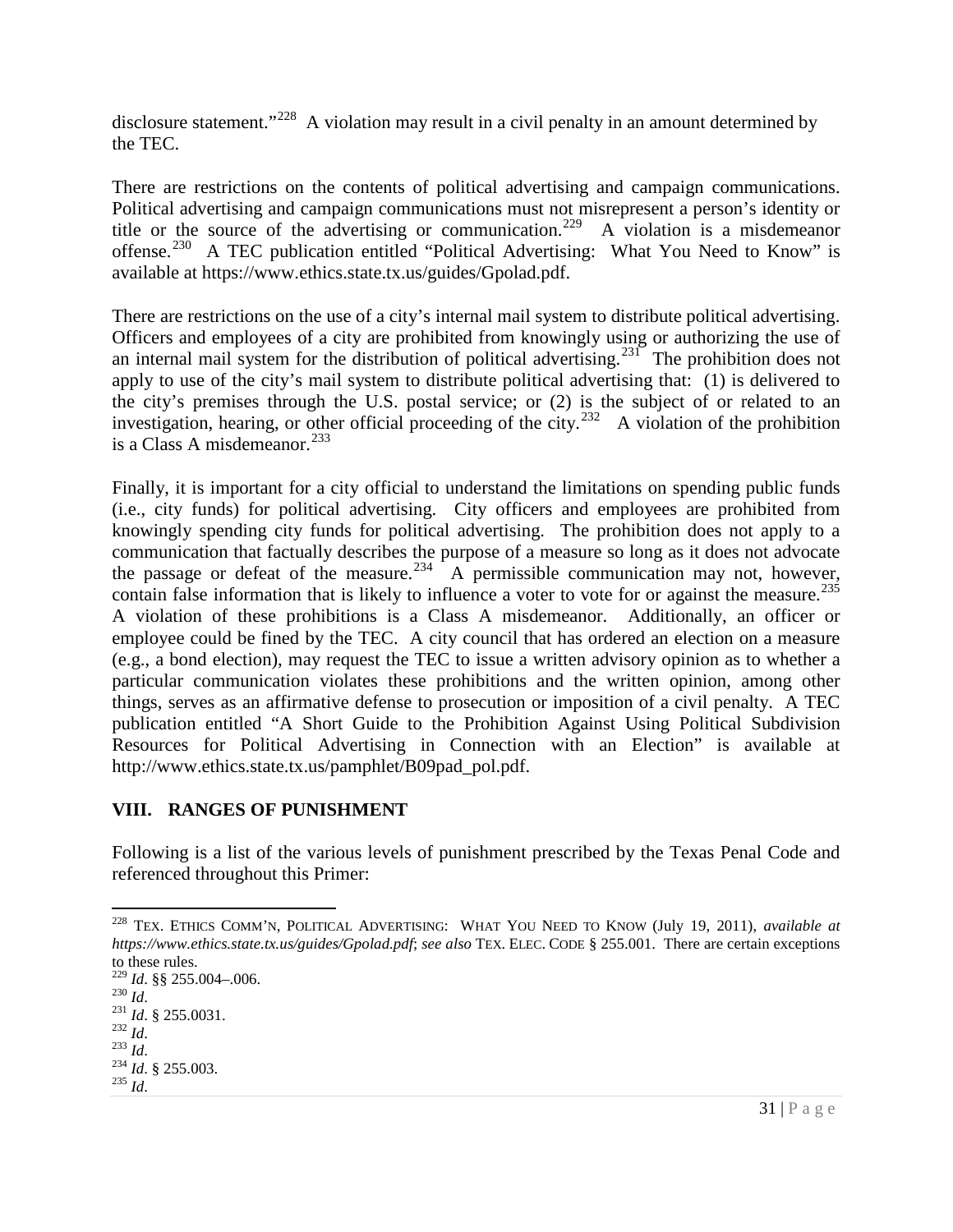disclosure statement."[228] A violation may result in a civil penalty in an amount determined by the TEC.

There are restrictions on the contents of political advertising and campaign communications. Political advertising and campaign communications must not misrepresent a person's identity or title or the source of the advertising or communication.[229] A violation is a misdemeanor offense.[230] A TEC publication entitled "Political Advertising: What You Need to Know" is available at https://www.ethics.state.tx.us/guides/Gpolad.pdf.

There are restrictions on the use of a city's internal mail system to distribute political advertising. Officers and employees of a city are prohibited from knowingly using or authorizing the use of an internal mail system for the distribution of political advertising.[231] The prohibition does not apply to use of the city's mail system to distribute political advertising that: (1) is delivered to the city's premises through the U.S. postal service; or (2) is the subject of or related to an investigation, hearing, or other official proceeding of the city.[232] A violation of the prohibition is a Class A misdemeanor.[233]

Finally, it is important for a city official to understand the limitations on spending public funds (i.e., city funds) for political advertising. City officers and employees are prohibited from knowingly spending city funds for political advertising. The prohibition does not apply to a communication that factually describes the purpose of a measure so long as it does not advocate the passage or defeat of the measure.[234] A permissible communication may not, however, contain false information that is likely to influence a voter to vote for or against the measure.[235] A violation of these prohibitions is a Class A misdemeanor. Additionally, an officer or employee could be fined by the TEC. A city council that has ordered an election on a measure (e.g., a bond election), may request the TEC to issue a written advisory opinion as to whether a particular communication violates these prohibitions and the written opinion, among other things, serves as an affirmative defense to prosecution or imposition of a civil penalty. A TEC publication entitled "A Short Guide to the Prohibition Against Using Political Subdivision Resources for Political Advertising in Connection with an Election" is available at http://www.ethics.state.tx.us/pamphlet/B09pad_pol.pdf.

## VIII. RANGES OF PUNISHMENT

Following is a list of the various levels of punishment prescribed by the Texas Penal Code and referenced throughout this Primer:

---

[228] TEX. ETHICS COMM'N, POLITICAL ADVERTISING: WHAT YOU NEED TO KNOW (July 19, 2011), *available at https://www.ethics.state.tx.us/guides/Gpolad.pdf*; *see also* TEX. ELEC. CODE § 255.001. There are certain exceptions to these rules.

[229] *Id*. §§ 255.004–.006.

[230] *Id*.

[231] *Id*. § 255.0031.

[232] *Id*.

[233] *Id*.

[234] *Id*. § 255.003.

[235] *Id*.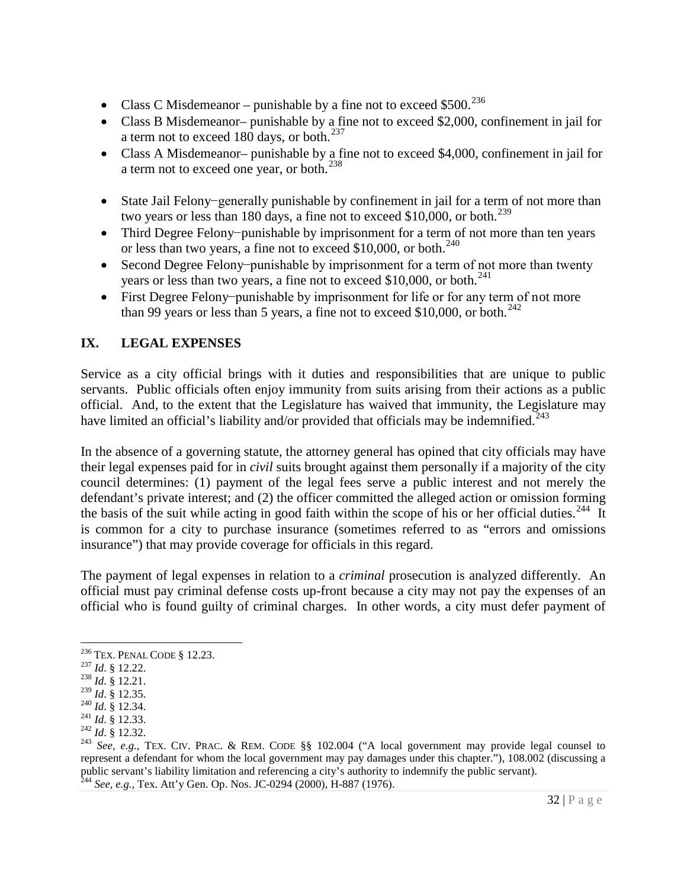- Class C Misdemeanor – punishable by a fine not to exceed $500.[236]
- Class B Misdemeanor– punishable by a fine not to exceed $2,000, confinement in jail for a term not to exceed 180 days, or both.[237]
- Class A Misdemeanor– punishable by a fine not to exceed $4,000, confinement in jail for a term not to exceed one year, or both.[238]

- State Jail Felony−generally punishable by confinement in jail for a term of not more than two years or less than 180 days, a fine not to exceed $10,000, or both.[239]
- Third Degree Felony−punishable by imprisonment for a term of not more than ten years or less than two years, a fine not to exceed $10,000, or both.[240]
- Second Degree Felony−punishable by imprisonment for a term of not more than twenty years or less than two years, a fine not to exceed $10,000, or both.[241]
- First Degree Felony−punishable by imprisonment for life or for any term of not more than 99 years or less than 5 years, a fine not to exceed $10,000, or both.[242]

## IX. LEGAL EXPENSES

Service as a city official brings with it duties and responsibilities that are unique to public servants. Public officials often enjoy immunity from suits arising from their actions as a public official. And, to the extent that the Legislature has waived that immunity, the Legislature may have limited an official's liability and/or provided that officials may be indemnified.[243]

In the absence of a governing statute, the attorney general has opined that city officials may have their legal expenses paid for in *civil* suits brought against them personally if a majority of the city council determines: (1) payment of the legal fees serve a public interest and not merely the defendant's private interest; and (2) the officer committed the alleged action or omission forming the basis of the suit while acting in good faith within the scope of his or her official duties.[244] It is common for a city to purchase insurance (sometimes referred to as "errors and omissions insurance") that may provide coverage for officials in this regard.

The payment of legal expenses in relation to a *criminal* prosecution is analyzed differently. An official must pay criminal defense costs up-front because a city may not pay the expenses of an official who is found guilty of criminal charges. In other words, a city must defer payment of

---

[236] TEX. PENAL CODE § 12.23.
[237] *Id*. § 12.22.
[238] *Id*. § 12.21.
[239] *Id*. § 12.35.
[240] *Id*. § 12.34.
[241] *Id*. § 12.33.
[242] *Id*. § 12.32.
[243] *See, e.g.*, TEX. CIV. PRAC. & REM. CODE §§ 102.004 ("A local government may provide legal counsel to represent a defendant for whom the local government may pay damages under this chapter."), 108.002 (discussing a public servant's liability limitation and referencing a city's authority to indemnify the public servant).
[244] *See, e.g.*, Tex. Att'y Gen. Op. Nos. JC-0294 (2000), H-887 (1976).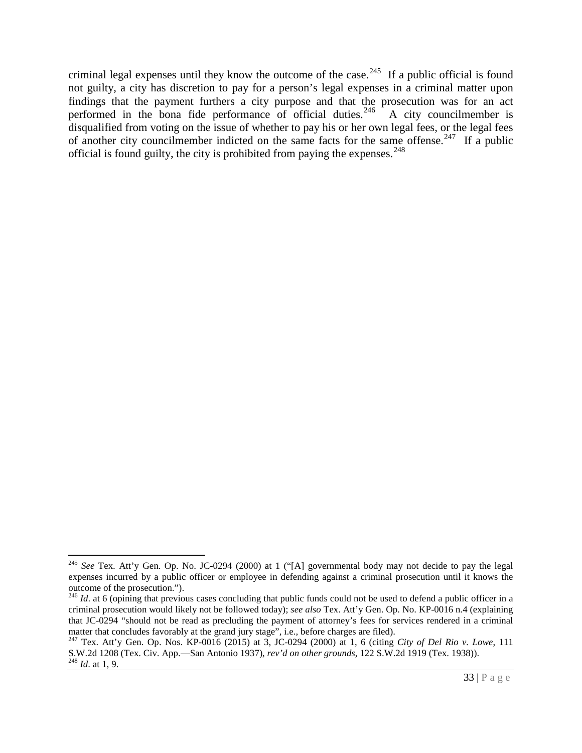criminal legal expenses until they know the outcome of the case.[245] If a public official is found not guilty, a city has discretion to pay for a person's legal expenses in a criminal matter upon findings that the payment furthers a city purpose and that the prosecution was for an act performed in the bona fide performance of official duties.[246] A city councilmember is disqualified from voting on the issue of whether to pay his or her own legal fees, or the legal fees of another city councilmember indicted on the same facts for the same offense.[247] If a public official is found guilty, the city is prohibited from paying the expenses.[248]

---

[245] *See* Tex. Att'y Gen. Op. No. JC-0294 (2000) at 1 ("[A] governmental body may not decide to pay the legal expenses incurred by a public officer or employee in defending against a criminal prosecution until it knows the outcome of the prosecution.").

[246] *Id*. at 6 (opining that previous cases concluding that public funds could not be used to defend a public officer in a criminal prosecution would likely not be followed today); *see also* Tex. Att'y Gen. Op. No. KP-0016 n.4 (explaining that JC-0294 "should not be read as precluding the payment of attorney's fees for services rendered in a criminal matter that concludes favorably at the grand jury stage", i.e., before charges are filed).

[247] Tex. Att'y Gen. Op. Nos. KP-0016 (2015) at 3, JC-0294 (2000) at 1, 6 (citing *City of Del Rio v. Lowe*, 111 S.W.2d 1208 (Tex. Civ. App.—San Antonio 1937), *rev'd on other grounds*, 122 S.W.2d 1919 (Tex. 1938)).

[248] *Id*. at 1, 9.